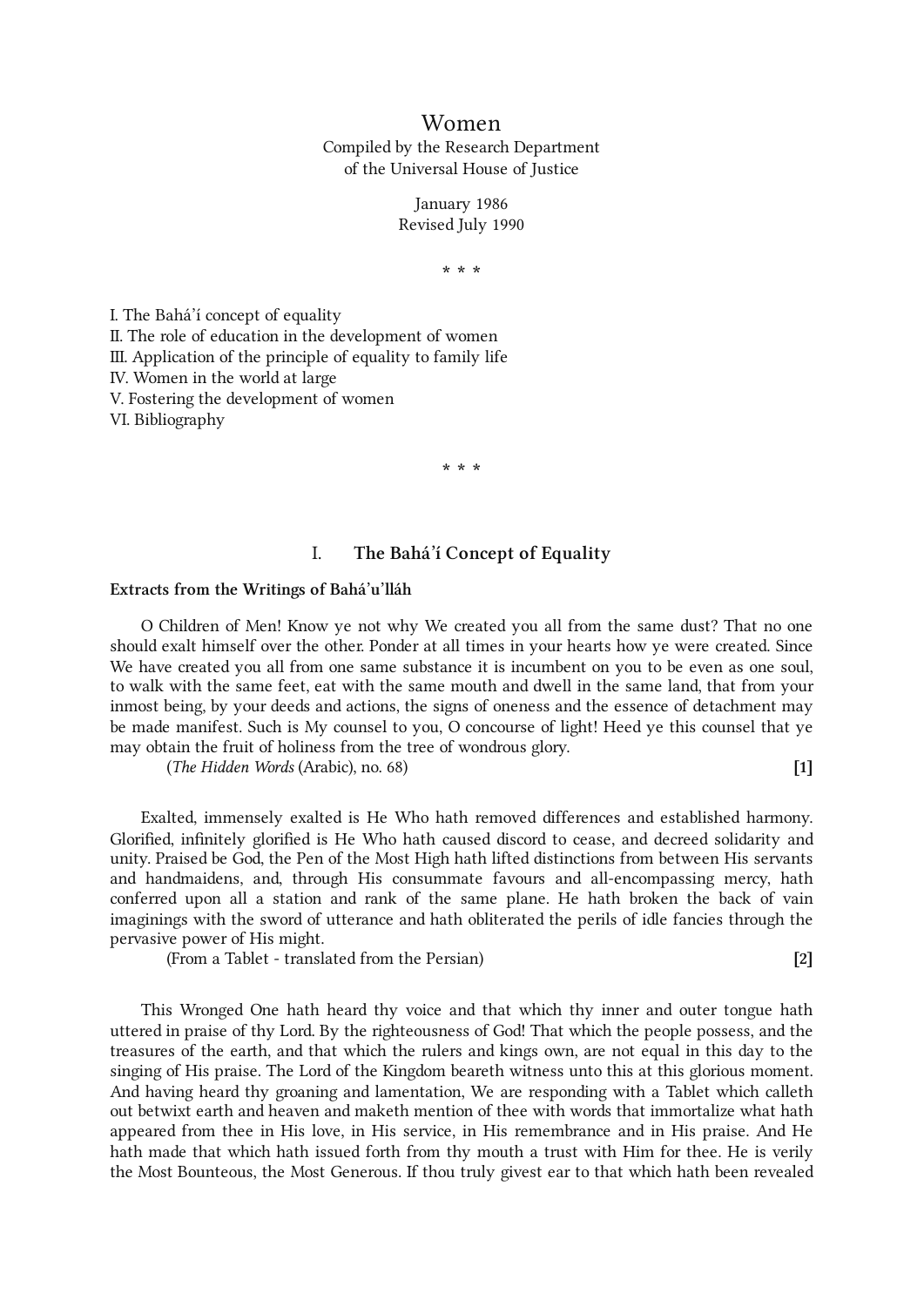# Women

Compiled by the Research Department
of the Universal House of Justice

January 1986
Revised July 1990

* * *

I. The Bahá'í concept of equality
II. The role of education in the development of women
III. Application of the principle of equality to family life
IV. Women in the world at large
V. Fostering the development of women
VI. Bibliography

* * *

## I. The Bahá'í Concept of Equality

### Extracts from the Writings of Bahá'u'lláh

O Children of Men! Know ye not why We created you all from the same dust? That no one should exalt himself over the other. Ponder at all times in your hearts how ye were created. Since We have created you all from one same substance it is incumbent on you to be even as one soul, to walk with the same feet, eat with the same mouth and dwell in the same land, that from your inmost being, by your deeds and actions, the signs of oneness and the essence of detachment may be made manifest. Such is My counsel to you, O concourse of light! Heed ye this counsel that ye may obtain the fruit of holiness from the tree of wondrous glory.

(*The Hidden Words* (Arabic), no. 68) **[1]**

Exalted, immensely exalted is He Who hath removed differences and established harmony. Glorified, infinitely glorified is He Who hath caused discord to cease, and decreed solidarity and unity. Praised be God, the Pen of the Most High hath lifted distinctions from between His servants and handmaidens, and, through His consummate favours and all-encompassing mercy, hath conferred upon all a station and rank of the same plane. He hath broken the back of vain imaginings with the sword of utterance and hath obliterated the perils of idle fancies through the pervasive power of His might.

(From a Tablet - translated from the Persian) **[2]**

This Wronged One hath heard thy voice and that which thy inner and outer tongue hath uttered in praise of thy Lord. By the righteousness of God! That which the people possess, and the treasures of the earth, and that which the rulers and kings own, are not equal in this day to the singing of His praise. The Lord of the Kingdom beareth witness unto this at this glorious moment. And having heard thy groaning and lamentation, We are responding with a Tablet which calleth out betwixt earth and heaven and maketh mention of thee with words that immortalize what hath appeared from thee in His love, in His service, in His remembrance and in His praise. And He hath made that which hath issued forth from thy mouth a trust with Him for thee. He is verily the Most Bounteous, the Most Generous. If thou truly givest ear to that which hath been revealed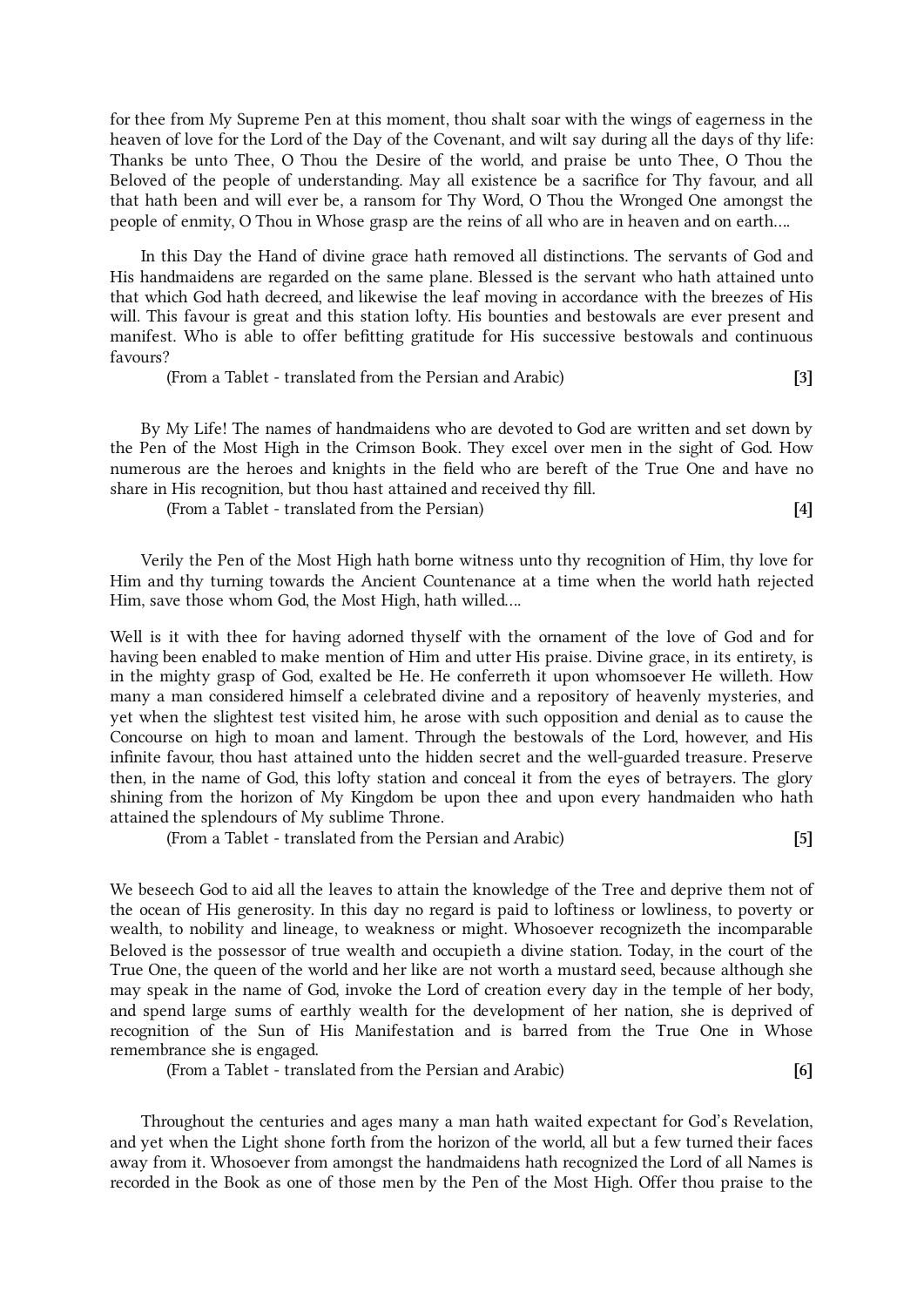for thee from My Supreme Pen at this moment, thou shalt soar with the wings of eagerness in the heaven of love for the Lord of the Day of the Covenant, and wilt say during all the days of thy life: Thanks be unto Thee, O Thou the Desire of the world, and praise be unto Thee, O Thou the Beloved of the people of understanding. May all existence be a sacrifice for Thy favour, and all that hath been and will ever be, a ransom for Thy Word, O Thou the Wronged One amongst the people of enmity, O Thou in Whose grasp are the reins of all who are in heaven and on earth....

In this Day the Hand of divine grace hath removed all distinctions. The servants of God and His handmaidens are regarded on the same plane. Blessed is the servant who hath attained unto that which God hath decreed, and likewise the leaf moving in accordance with the breezes of His will. This favour is great and this station lofty. His bounties and bestowals are ever present and manifest. Who is able to offer befitting gratitude for His successive bestowals and continuous favours?

(From a Tablet - translated from the Persian and Arabic) **[3]**

By My Life! The names of handmaidens who are devoted to God are written and set down by the Pen of the Most High in the Crimson Book. They excel over men in the sight of God. How numerous are the heroes and knights in the field who are bereft of the True One and have no share in His recognition, but thou hast attained and received thy fill.

(From a Tablet - translated from the Persian) **[4]**

Verily the Pen of the Most High hath borne witness unto thy recognition of Him, thy love for Him and thy turning towards the Ancient Countenance at a time when the world hath rejected Him, save those whom God, the Most High, hath willed....

Well is it with thee for having adorned thyself with the ornament of the love of God and for having been enabled to make mention of Him and utter His praise. Divine grace, in its entirety, is in the mighty grasp of God, exalted be He. He conferreth it upon whomsoever He willeth. How many a man considered himself a celebrated divine and a repository of heavenly mysteries, and yet when the slightest test visited him, he arose with such opposition and denial as to cause the Concourse on high to moan and lament. Through the bestowals of the Lord, however, and His infinite favour, thou hast attained unto the hidden secret and the well-guarded treasure. Preserve then, in the name of God, this lofty station and conceal it from the eyes of betrayers. The glory shining from the horizon of My Kingdom be upon thee and upon every handmaiden who hath attained the splendours of My sublime Throne.

(From a Tablet - translated from the Persian and Arabic) **[5]**

We beseech God to aid all the leaves to attain the knowledge of the Tree and deprive them not of the ocean of His generosity. In this day no regard is paid to loftiness or lowliness, to poverty or wealth, to nobility and lineage, to weakness or might. Whosoever recognizeth the incomparable Beloved is the possessor of true wealth and occupieth a divine station. Today, in the court of the True One, the queen of the world and her like are not worth a mustard seed, because although she may speak in the name of God, invoke the Lord of creation every day in the temple of her body, and spend large sums of earthly wealth for the development of her nation, she is deprived of recognition of the Sun of His Manifestation and is barred from the True One in Whose remembrance she is engaged.

(From a Tablet - translated from the Persian and Arabic) **[6]**

Throughout the centuries and ages many a man hath waited expectant for God's Revelation, and yet when the Light shone forth from the horizon of the world, all but a few turned their faces away from it. Whosoever from amongst the handmaidens hath recognized the Lord of all Names is recorded in the Book as one of those men by the Pen of the Most High. Offer thou praise to the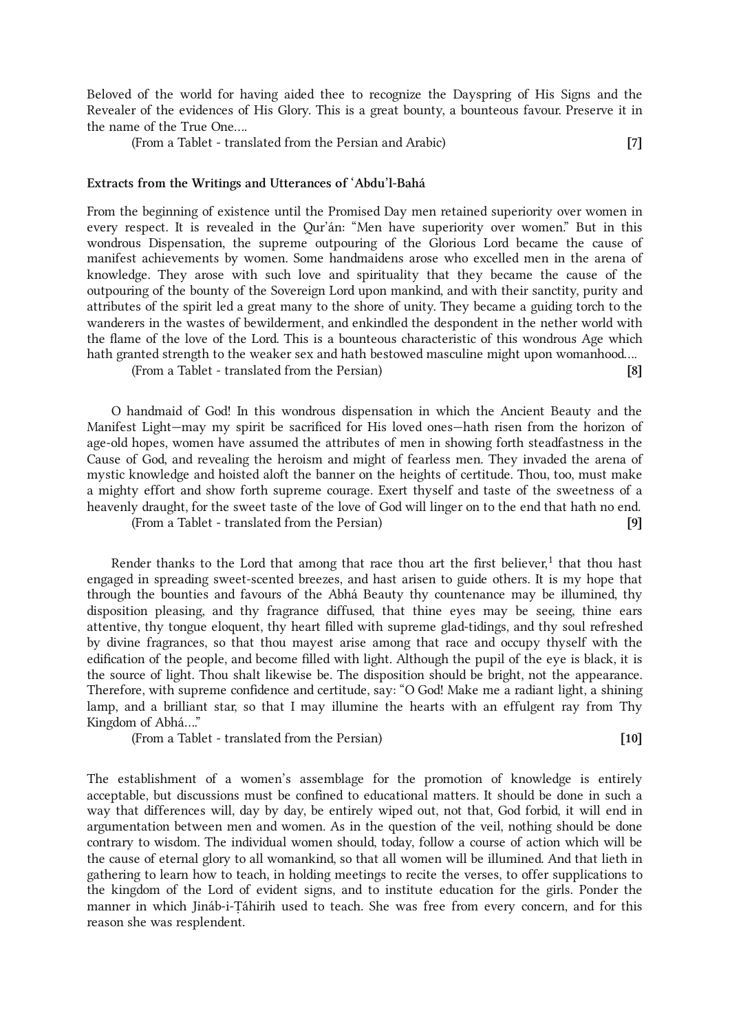Beloved of the world for having aided thee to recognize the Dayspring of His Signs and the Revealer of the evidences of His Glory. This is a great bounty, a bounteous favour. Preserve it in the name of the True One....

(From a Tablet - translated from the Persian and Arabic) **[7]**

### Extracts from the Writings and Utterances of 'Abdu'l-Bahá

From the beginning of existence until the Promised Day men retained superiority over women in every respect. It is revealed in the Qur'án: "Men have superiority over women." But in this wondrous Dispensation, the supreme outpouring of the Glorious Lord became the cause of manifest achievements by women. Some handmaidens arose who excelled men in the arena of knowledge. They arose with such love and spirituality that they became the cause of the outpouring of the bounty of the Sovereign Lord upon mankind, and with their sanctity, purity and attributes of the spirit led a great many to the shore of unity. They became a guiding torch to the wanderers in the wastes of bewilderment, and enkindled the despondent in the nether world with the flame of the love of the Lord. This is a bounteous characteristic of this wondrous Age which hath granted strength to the weaker sex and hath bestowed masculine might upon womanhood....

(From a Tablet - translated from the Persian) **[8]**

O handmaid of God! In this wondrous dispensation in which the Ancient Beauty and the Manifest Light—may my spirit be sacrificed for His loved ones—hath risen from the horizon of age-old hopes, women have assumed the attributes of men in showing forth steadfastness in the Cause of God, and revealing the heroism and might of fearless men. They invaded the arena of mystic knowledge and hoisted aloft the banner on the heights of certitude. Thou, too, must make a mighty effort and show forth supreme courage. Exert thyself and taste of the sweetness of a heavenly draught, for the sweet taste of the love of God will linger on to the end that hath no end.

(From a Tablet - translated from the Persian) **[9]**

Render thanks to the Lord that among that race thou art the first believer,[1] that thou hast engaged in spreading sweet-scented breezes, and hast arisen to guide others. It is my hope that through the bounties and favours of the Abhá Beauty thy countenance may be illumined, thy disposition pleasing, and thy fragrance diffused, that thine eyes may be seeing, thine ears attentive, thy tongue eloquent, thy heart filled with supreme glad-tidings, and thy soul refreshed by divine fragrances, so that thou mayest arise among that race and occupy thyself with the edification of the people, and become filled with light. Although the pupil of the eye is black, it is the source of light. Thou shalt likewise be. The disposition should be bright, not the appearance. Therefore, with supreme confidence and certitude, say: "O God! Make me a radiant light, a shining lamp, and a brilliant star, so that I may illumine the hearts with an effulgent ray from Thy Kingdom of Abhá...."

(From a Tablet - translated from the Persian) **[10]**

The establishment of a women's assemblage for the promotion of knowledge is entirely acceptable, but discussions must be confined to educational matters. It should be done in such a way that differences will, day by day, be entirely wiped out, not that, God forbid, it will end in argumentation between men and women. As in the question of the veil, nothing should be done contrary to wisdom. The individual women should, today, follow a course of action which will be the cause of eternal glory to all womankind, so that all women will be illumined. And that lieth in gathering to learn how to teach, in holding meetings to recite the verses, to offer supplications to the kingdom of the Lord of evident signs, and to institute education for the girls. Ponder the manner in which Jináb-i-Ṭáhirih used to teach. She was free from every concern, and for this reason she was resplendent.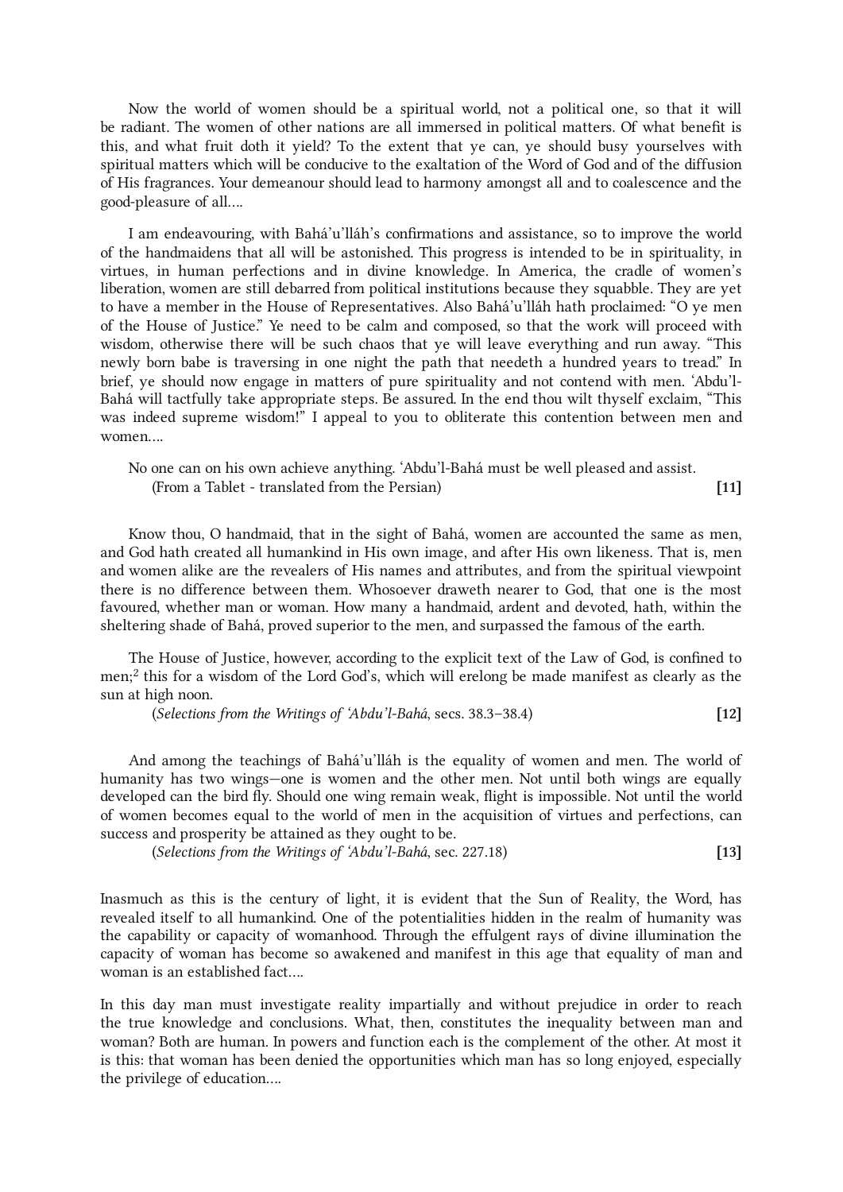Now the world of women should be a spiritual world, not a political one, so that it will be radiant. The women of other nations are all immersed in political matters. Of what benefit is this, and what fruit doth it yield? To the extent that ye can, ye should busy yourselves with spiritual matters which will be conducive to the exaltation of the Word of God and of the diffusion of His fragrances. Your demeanour should lead to harmony amongst all and to coalescence and the good-pleasure of all….

I am endeavouring, with Bahá'u'lláh's confirmations and assistance, so to improve the world of the handmaidens that all will be astonished. This progress is intended to be in spirituality, in virtues, in human perfections and in divine knowledge. In America, the cradle of women's liberation, women are still debarred from political institutions because they squabble. They are yet to have a member in the House of Representatives. Also Bahá'u'lláh hath proclaimed: "O ye men of the House of Justice." Ye need to be calm and composed, so that the work will proceed with wisdom, otherwise there will be such chaos that ye will leave everything and run away. "This newly born babe is traversing in one night the path that needeth a hundred years to tread." In brief, ye should now engage in matters of pure spirituality and not contend with men. 'Abdu'l-Bahá will tactfully take appropriate steps. Be assured. In the end thou wilt thyself exclaim, "This was indeed supreme wisdom!" I appeal to you to obliterate this contention between men and women….

No one can on his own achieve anything. 'Abdu'l-Bahá must be well pleased and assist.
(From a Tablet - translated from the Persian) **[11]**

Know thou, O handmaid, that in the sight of Bahá, women are accounted the same as men, and God hath created all humankind in His own image, and after His own likeness. That is, men and women alike are the revealers of His names and attributes, and from the spiritual viewpoint there is no difference between them. Whosoever draweth nearer to God, that one is the most favoured, whether man or woman. How many a handmaid, ardent and devoted, hath, within the sheltering shade of Bahá, proved superior to the men, and surpassed the famous of the earth.

The House of Justice, however, according to the explicit text of the Law of God, is confined to men;[2] this for a wisdom of the Lord God's, which will erelong be made manifest as clearly as the sun at high noon.
(*Selections from the Writings of 'Abdu'l-Bahá*, secs. 38.3–38.4) **[12]**

And among the teachings of Bahá'u'lláh is the equality of women and men. The world of humanity has two wings—one is women and the other men. Not until both wings are equally developed can the bird fly. Should one wing remain weak, flight is impossible. Not until the world of women becomes equal to the world of men in the acquisition of virtues and perfections, can success and prosperity be attained as they ought to be.
(*Selections from the Writings of 'Abdu'l-Bahá*, sec. 227.18) **[13]**

Inasmuch as this is the century of light, it is evident that the Sun of Reality, the Word, has revealed itself to all humankind. One of the potentialities hidden in the realm of humanity was the capability or capacity of womanhood. Through the effulgent rays of divine illumination the capacity of woman has become so awakened and manifest in this age that equality of man and woman is an established fact….

In this day man must investigate reality impartially and without prejudice in order to reach the true knowledge and conclusions. What, then, constitutes the inequality between man and woman? Both are human. In powers and function each is the complement of the other. At most it is this: that woman has been denied the opportunities which man has so long enjoyed, especially the privilege of education….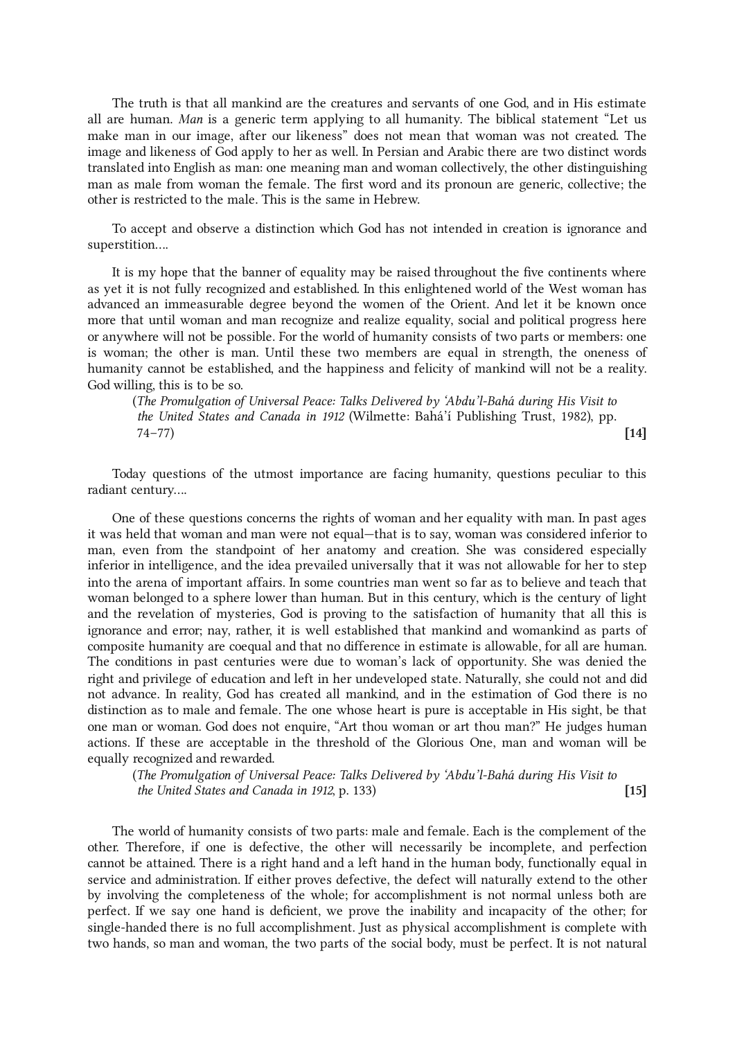The truth is that all mankind are the creatures and servants of one God, and in His estimate all are human. *Man* is a generic term applying to all humanity. The biblical statement "Let us make man in our image, after our likeness" does not mean that woman was not created. The image and likeness of God apply to her as well. In Persian and Arabic there are two distinct words translated into English as man: one meaning man and woman collectively, the other distinguishing man as male from woman the female. The first word and its pronoun are generic, collective; the other is restricted to the male. This is the same in Hebrew.

To accept and observe a distinction which God has not intended in creation is ignorance and superstition….

It is my hope that the banner of equality may be raised throughout the five continents where as yet it is not fully recognized and established. In this enlightened world of the West woman has advanced an immeasurable degree beyond the women of the Orient. And let it be known once more that until woman and man recognize and realize equality, social and political progress here or anywhere will not be possible. For the world of humanity consists of two parts or members: one is woman; the other is man. Until these two members are equal in strength, the oneness of humanity cannot be established, and the happiness and felicity of mankind will not be a reality. God willing, this is to be so.

(*The Promulgation of Universal Peace: Talks Delivered by 'Abdu'l-Bahá during His Visit to the United States and Canada in 1912* (Wilmette: Bahá'í Publishing Trust, 1982), pp. 74–77) **[14]**

Today questions of the utmost importance are facing humanity, questions peculiar to this radiant century….

One of these questions concerns the rights of woman and her equality with man. In past ages it was held that woman and man were not equal—that is to say, woman was considered inferior to man, even from the standpoint of her anatomy and creation. She was considered especially inferior in intelligence, and the idea prevailed universally that it was not allowable for her to step into the arena of important affairs. In some countries man went so far as to believe and teach that woman belonged to a sphere lower than human. But in this century, which is the century of light and the revelation of mysteries, God is proving to the satisfaction of humanity that all this is ignorance and error; nay, rather, it is well established that mankind and womankind as parts of composite humanity are coequal and that no difference in estimate is allowable, for all are human. The conditions in past centuries were due to woman's lack of opportunity. She was denied the right and privilege of education and left in her undeveloped state. Naturally, she could not and did not advance. In reality, God has created all mankind, and in the estimation of God there is no distinction as to male and female. The one whose heart is pure is acceptable in His sight, be that one man or woman. God does not enquire, "Art thou woman or art thou man?" He judges human actions. If these are acceptable in the threshold of the Glorious One, man and woman will be equally recognized and rewarded.

(*The Promulgation of Universal Peace: Talks Delivered by 'Abdu'l-Bahá during His Visit to the United States and Canada in 1912*, p. 133) **[15]**

The world of humanity consists of two parts: male and female. Each is the complement of the other. Therefore, if one is defective, the other will necessarily be incomplete, and perfection cannot be attained. There is a right hand and a left hand in the human body, functionally equal in service and administration. If either proves defective, the defect will naturally extend to the other by involving the completeness of the whole; for accomplishment is not normal unless both are perfect. If we say one hand is deficient, we prove the inability and incapacity of the other; for single-handed there is no full accomplishment. Just as physical accomplishment is complete with two hands, so man and woman, the two parts of the social body, must be perfect. It is not natural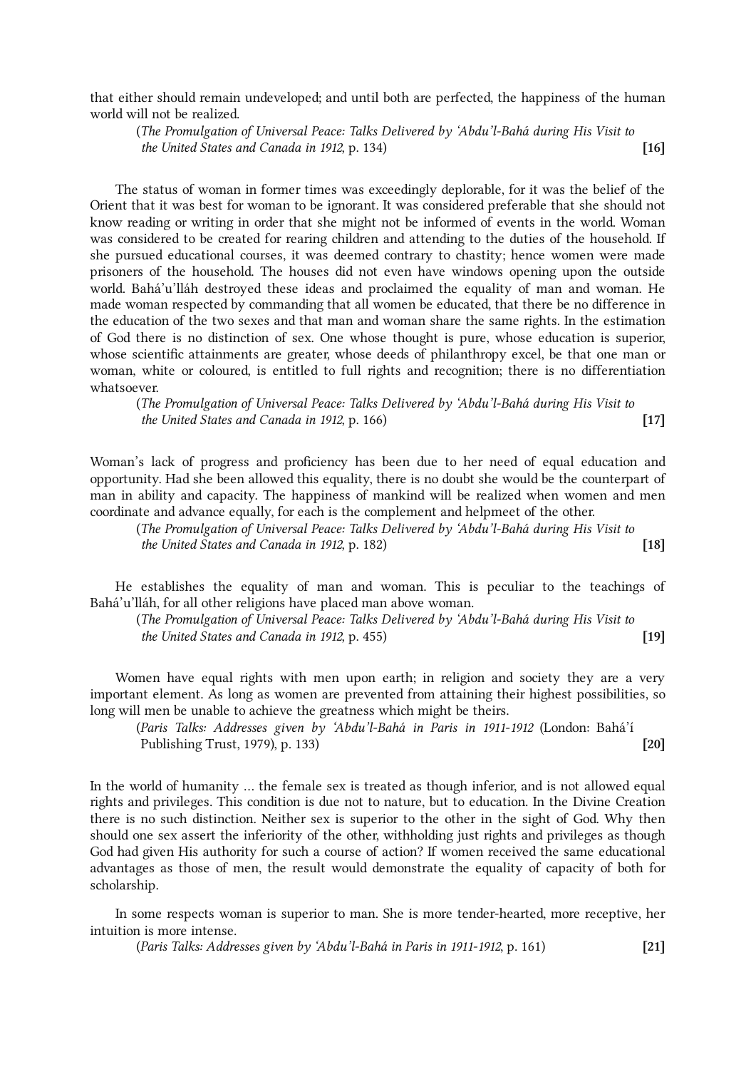that either should remain undeveloped; and until both are perfected, the happiness of the human world will not be realized.

(*The Promulgation of Universal Peace: Talks Delivered by 'Abdu'l-Bahá during His Visit to the United States and Canada in 1912*, p. 134) **[16]**

The status of woman in former times was exceedingly deplorable, for it was the belief of the Orient that it was best for woman to be ignorant. It was considered preferable that she should not know reading or writing in order that she might not be informed of events in the world. Woman was considered to be created for rearing children and attending to the duties of the household. If she pursued educational courses, it was deemed contrary to chastity; hence women were made prisoners of the household. The houses did not even have windows opening upon the outside world. Bahá'u'lláh destroyed these ideas and proclaimed the equality of man and woman. He made woman respected by commanding that all women be educated, that there be no difference in the education of the two sexes and that man and woman share the same rights. In the estimation of God there is no distinction of sex. One whose thought is pure, whose education is superior, whose scientific attainments are greater, whose deeds of philanthropy excel, be that one man or woman, white or coloured, is entitled to full rights and recognition; there is no differentiation whatsoever.

(*The Promulgation of Universal Peace: Talks Delivered by 'Abdu'l-Bahá during His Visit to the United States and Canada in 1912*, p. 166) **[17]**

Woman's lack of progress and proficiency has been due to her need of equal education and opportunity. Had she been allowed this equality, there is no doubt she would be the counterpart of man in ability and capacity. The happiness of mankind will be realized when women and men coordinate and advance equally, for each is the complement and helpmeet of the other.

(*The Promulgation of Universal Peace: Talks Delivered by 'Abdu'l-Bahá during His Visit to the United States and Canada in 1912*, p. 182) **[18]**

He establishes the equality of man and woman. This is peculiar to the teachings of Bahá'u'lláh, for all other religions have placed man above woman.

(*The Promulgation of Universal Peace: Talks Delivered by 'Abdu'l-Bahá during His Visit to the United States and Canada in 1912*, p. 455) **[19]**

Women have equal rights with men upon earth; in religion and society they are a very important element. As long as women are prevented from attaining their highest possibilities, so long will men be unable to achieve the greatness which might be theirs.

(*Paris Talks: Addresses given by 'Abdu'l-Bahá in Paris in 1911-1912* (London: Bahá'í Publishing Trust, 1979), p. 133) **[20]**

In the world of humanity ... the female sex is treated as though inferior, and is not allowed equal rights and privileges. This condition is due not to nature, but to education. In the Divine Creation there is no such distinction. Neither sex is superior to the other in the sight of God. Why then should one sex assert the inferiority of the other, withholding just rights and privileges as though God had given His authority for such a course of action? If women received the same educational advantages as those of men, the result would demonstrate the equality of capacity of both for scholarship.

In some respects woman is superior to man. She is more tender-hearted, more receptive, her intuition is more intense.

(*Paris Talks: Addresses given by 'Abdu'l-Bahá in Paris in 1911-1912*, p. 161) **[21]**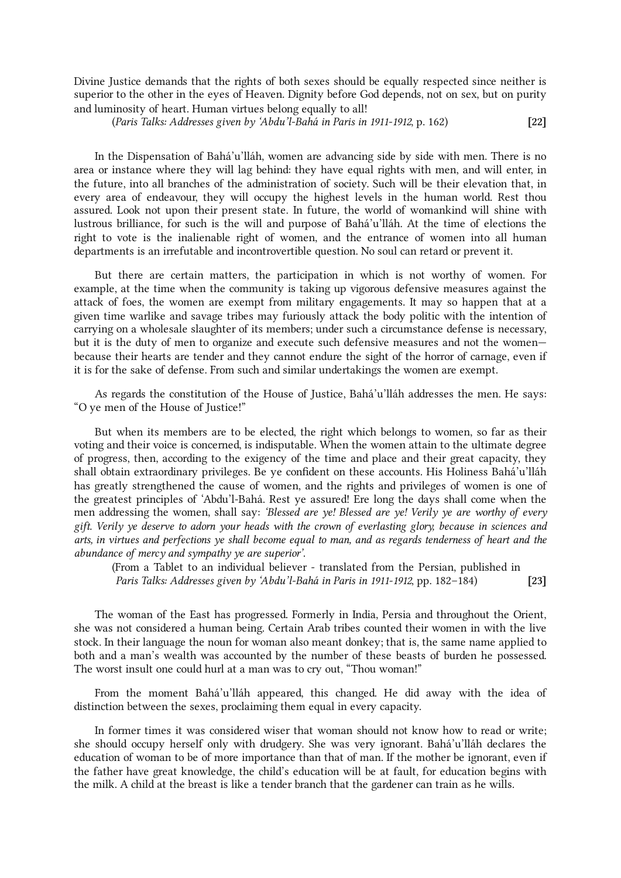Divine Justice demands that the rights of both sexes should be equally respected since neither is superior to the other in the eyes of Heaven. Dignity before God depends, not on sex, but on purity and luminosity of heart. Human virtues belong equally to all!

(*Paris Talks: Addresses given by ʻAbdu'l-Bahá in Paris in 1911-1912*, p. 162) **[22]**

In the Dispensation of Bahá'u'lláh, women are advancing side by side with men. There is no area or instance where they will lag behind: they have equal rights with men, and will enter, in the future, into all branches of the administration of society. Such will be their elevation that, in every area of endeavour, they will occupy the highest levels in the human world. Rest thou assured. Look not upon their present state. In future, the world of womankind will shine with lustrous brilliance, for such is the will and purpose of Bahá'u'lláh. At the time of elections the right to vote is the inalienable right of women, and the entrance of women into all human departments is an irrefutable and incontrovertible question. No soul can retard or prevent it.

But there are certain matters, the participation in which is not worthy of women. For example, at the time when the community is taking up vigorous defensive measures against the attack of foes, the women are exempt from military engagements. It may so happen that at a given time warlike and savage tribes may furiously attack the body politic with the intention of carrying on a wholesale slaughter of its members; under such a circumstance defense is necessary, but it is the duty of men to organize and execute such defensive measures and not the women—because their hearts are tender and they cannot endure the sight of the horror of carnage, even if it is for the sake of defense. From such and similar undertakings the women are exempt.

As regards the constitution of the House of Justice, Bahá'u'lláh addresses the men. He says: "O ye men of the House of Justice!"

But when its members are to be elected, the right which belongs to women, so far as their voting and their voice is concerned, is indisputable. When the women attain to the ultimate degree of progress, then, according to the exigency of the time and place and their great capacity, they shall obtain extraordinary privileges. Be ye confident on these accounts. His Holiness Bahá'u'lláh has greatly strengthened the cause of women, and the rights and privileges of women is one of the greatest principles of ʻAbdu'l-Bahá. Rest ye assured! Ere long the days shall come when the men addressing the women, shall say: *'Blessed are ye! Blessed are ye! Verily ye are worthy of every gift. Verily ye deserve to adorn your heads with the crown of everlasting glory, because in sciences and arts, in virtues and perfections ye shall become equal to man, and as regards tenderness of heart and the abundance of mercy and sympathy ye are superior'.*

(From a Tablet to an individual believer - translated from the Persian, published in *Paris Talks: Addresses given by ʻAbdu'l-Bahá in Paris in 1911-1912*, pp. 182–184) **[23]**

The woman of the East has progressed. Formerly in India, Persia and throughout the Orient, she was not considered a human being. Certain Arab tribes counted their women in with the live stock. In their language the noun for woman also meant donkey; that is, the same name applied to both and a man's wealth was accounted by the number of these beasts of burden he possessed. The worst insult one could hurl at a man was to cry out, "Thou woman!"

From the moment Bahá'u'lláh appeared, this changed. He did away with the idea of distinction between the sexes, proclaiming them equal in every capacity.

In former times it was considered wiser that woman should not know how to read or write; she should occupy herself only with drudgery. She was very ignorant. Bahá'u'lláh declares the education of woman to be of more importance than that of man. If the mother be ignorant, even if the father have great knowledge, the child's education will be at fault, for education begins with the milk. A child at the breast is like a tender branch that the gardener can train as he wills.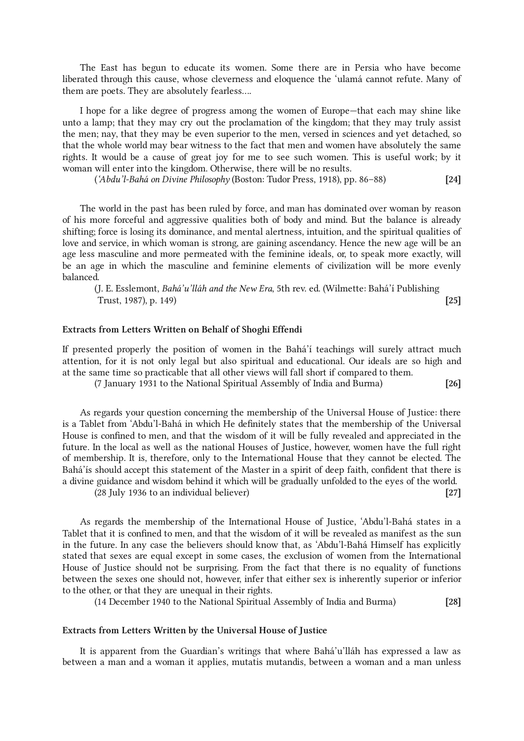The East has begun to educate its women. Some there are in Persia who have become liberated through this cause, whose cleverness and eloquence the ʻulamá cannot refute. Many of them are poets. They are absolutely fearless….

I hope for a like degree of progress among the women of Europe—that each may shine like unto a lamp; that they may cry out the proclamation of the kingdom; that they may truly assist the men; nay, that they may be even superior to the men, versed in sciences and yet detached, so that the whole world may bear witness to the fact that men and women have absolutely the same rights. It would be a cause of great joy for me to see such women. This is useful work; by it woman will enter into the kingdom. Otherwise, there will be no results.

(*ʻAbdu'l-Bahá on Divine Philosophy* (Boston: Tudor Press, 1918), pp. 86–88) **[24]**

The world in the past has been ruled by force, and man has dominated over woman by reason of his more forceful and aggressive qualities both of body and mind. But the balance is already shifting; force is losing its dominance, and mental alertness, intuition, and the spiritual qualities of love and service, in which woman is strong, are gaining ascendancy. Hence the new age will be an age less masculine and more permeated with the feminine ideals, or, to speak more exactly, will be an age in which the masculine and feminine elements of civilization will be more evenly balanced.

(J. E. Esslemont, *Bahá'u'lláh and the New Era*, 5th rev. ed. (Wilmette: Bahá'í Publishing Trust, 1987), p. 149) **[25]**

**Extracts from Letters Written on Behalf of Shoghi Effendi**

If presented properly the position of women in the Bahá'í teachings will surely attract much attention, for it is not only legal but also spiritual and educational. Our ideals are so high and at the same time so practicable that all other views will fall short if compared to them.

(7 January 1931 to the National Spiritual Assembly of India and Burma) **[26]**

As regards your question concerning the membership of the Universal House of Justice: there is a Tablet from ʻAbdu'l-Bahá in which He definitely states that the membership of the Universal House is confined to men, and that the wisdom of it will be fully revealed and appreciated in the future. In the local as well as the national Houses of Justice, however, women have the full right of membership. It is, therefore, only to the International House that they cannot be elected. The Bahá'ís should accept this statement of the Master in a spirit of deep faith, confident that there is a divine guidance and wisdom behind it which will be gradually unfolded to the eyes of the world.

(28 July 1936 to an individual believer) **[27]**

As regards the membership of the International House of Justice, ʻAbdu'l-Bahá states in a Tablet that it is confined to men, and that the wisdom of it will be revealed as manifest as the sun in the future. In any case the believers should know that, as ʻAbdu'l-Bahá Himself has explicitly stated that sexes are equal except in some cases, the exclusion of women from the International House of Justice should not be surprising. From the fact that there is no equality of functions between the sexes one should not, however, infer that either sex is inherently superior or inferior to the other, or that they are unequal in their rights.

(14 December 1940 to the National Spiritual Assembly of India and Burma) **[28]**

**Extracts from Letters Written by the Universal House of Justice**

It is apparent from the Guardian's writings that where Bahá'u'lláh has expressed a law as between a man and a woman it applies, mutatis mutandis, between a woman and a man unless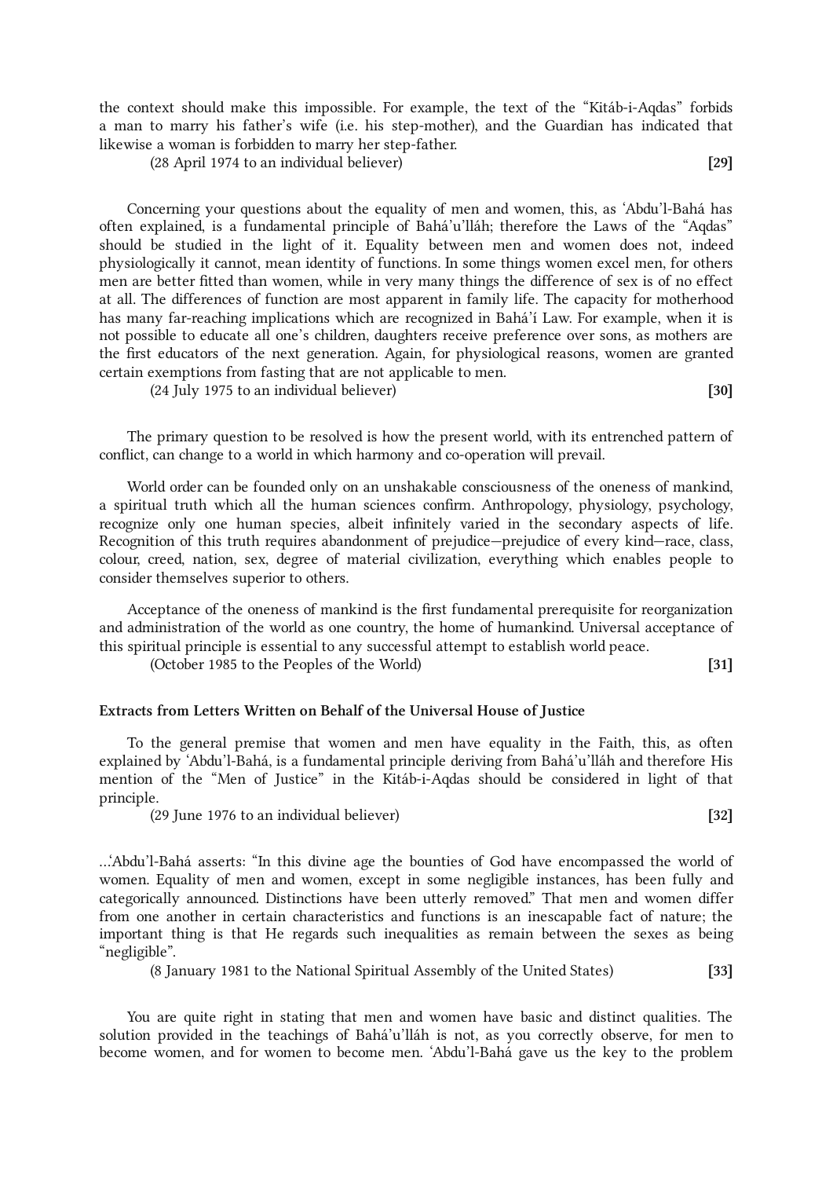the context should make this impossible. For example, the text of the "Kitáb-i-Aqdas" forbids a man to marry his father's wife (i.e. his step-mother), and the Guardian has indicated that likewise a woman is forbidden to marry her step-father.

(28 April 1974 to an individual believer) **[29]**

Concerning your questions about the equality of men and women, this, as 'Abdu'l-Bahá has often explained, is a fundamental principle of Bahá'u'lláh; therefore the Laws of the "Aqdas" should be studied in the light of it. Equality between men and women does not, indeed physiologically it cannot, mean identity of functions. In some things women excel men, for others men are better fitted than women, while in very many things the difference of sex is of no effect at all. The differences of function are most apparent in family life. The capacity for motherhood has many far-reaching implications which are recognized in Bahá'í Law. For example, when it is not possible to educate all one's children, daughters receive preference over sons, as mothers are the first educators of the next generation. Again, for physiological reasons, women are granted certain exemptions from fasting that are not applicable to men.

(24 July 1975 to an individual believer) **[30]**

The primary question to be resolved is how the present world, with its entrenched pattern of conflict, can change to a world in which harmony and co-operation will prevail.

World order can be founded only on an unshakable consciousness of the oneness of mankind, a spiritual truth which all the human sciences confirm. Anthropology, physiology, psychology, recognize only one human species, albeit infinitely varied in the secondary aspects of life. Recognition of this truth requires abandonment of prejudice—prejudice of every kind—race, class, colour, creed, nation, sex, degree of material civilization, everything which enables people to consider themselves superior to others.

Acceptance of the oneness of mankind is the first fundamental prerequisite for reorganization and administration of the world as one country, the home of humankind. Universal acceptance of this spiritual principle is essential to any successful attempt to establish world peace.

(October 1985 to the Peoples of the World) **[31]**

**Extracts from Letters Written on Behalf of the Universal House of Justice**

To the general premise that women and men have equality in the Faith, this, as often explained by 'Abdu'l-Bahá, is a fundamental principle deriving from Bahá'u'lláh and therefore His mention of the "Men of Justice" in the Kitáb-i-Aqdas should be considered in light of that principle.

(29 June 1976 to an individual believer) **[32]**

...'Abdu'l-Bahá asserts: "In this divine age the bounties of God have encompassed the world of women. Equality of men and women, except in some negligible instances, has been fully and categorically announced. Distinctions have been utterly removed." That men and women differ from one another in certain characteristics and functions is an inescapable fact of nature; the important thing is that He regards such inequalities as remain between the sexes as being "negligible".

(8 January 1981 to the National Spiritual Assembly of the United States) **[33]**

You are quite right in stating that men and women have basic and distinct qualities. The solution provided in the teachings of Bahá'u'lláh is not, as you correctly observe, for men to become women, and for women to become men. 'Abdu'l-Bahá gave us the key to the problem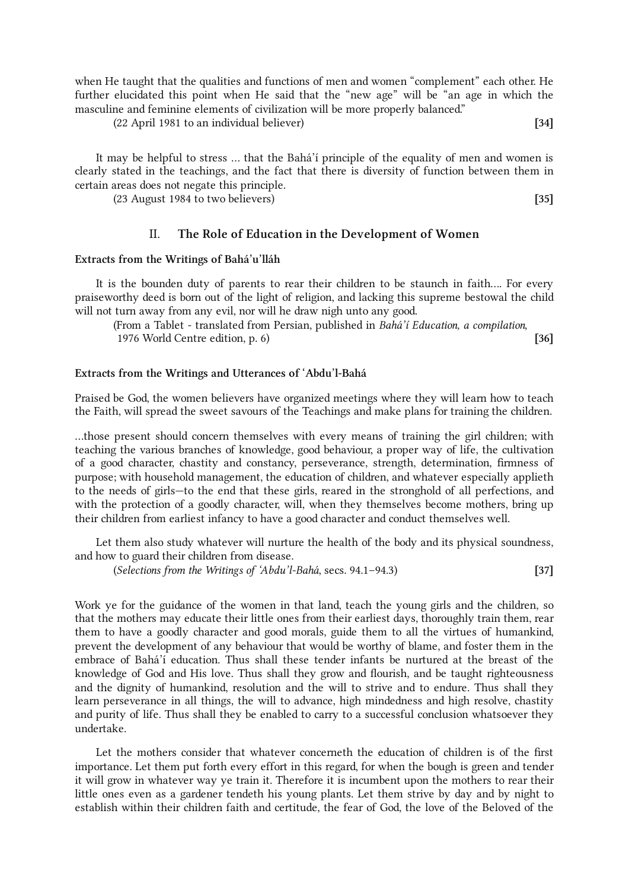when He taught that the qualities and functions of men and women "complement" each other. He further elucidated this point when He said that the "new age" will be "an age in which the masculine and feminine elements of civilization will be more properly balanced."

(22 April 1981 to an individual believer) **[34]**

It may be helpful to stress … that the Bahá'í principle of the equality of men and women is clearly stated in the teachings, and the fact that there is diversity of function between them in certain areas does not negate this principle.

(23 August 1984 to two believers) **[35]**

## II. The Role of Education in the Development of Women

### Extracts from the Writings of Bahá'u'lláh

It is the bounden duty of parents to rear their children to be staunch in faith…. For every praiseworthy deed is born out of the light of religion, and lacking this supreme bestowal the child will not turn away from any evil, nor will he draw nigh unto any good.

(From a Tablet - translated from Persian, published in *Bahá'í Education, a compilation*, 1976 World Centre edition, p. 6) **[36]**

### Extracts from the Writings and Utterances of 'Abdu'l-Bahá

Praised be God, the women believers have organized meetings where they will learn how to teach the Faith, will spread the sweet savours of the Teachings and make plans for training the children.

…those present should concern themselves with every means of training the girl children; with teaching the various branches of knowledge, good behaviour, a proper way of life, the cultivation of a good character, chastity and constancy, perseverance, strength, determination, firmness of purpose; with household management, the education of children, and whatever especially applieth to the needs of girls—to the end that these girls, reared in the stronghold of all perfections, and with the protection of a goodly character, will, when they themselves become mothers, bring up their children from earliest infancy to have a good character and conduct themselves well.

Let them also study whatever will nurture the health of the body and its physical soundness, and how to guard their children from disease.

(*Selections from the Writings of 'Abdu'l-Bahá*, secs. 94.1–94.3) **[37]**

Work ye for the guidance of the women in that land, teach the young girls and the children, so that the mothers may educate their little ones from their earliest days, thoroughly train them, rear them to have a goodly character and good morals, guide them to all the virtues of humankind, prevent the development of any behaviour that would be worthy of blame, and foster them in the embrace of Bahá'í education. Thus shall these tender infants be nurtured at the breast of the knowledge of God and His love. Thus shall they grow and flourish, and be taught righteousness and the dignity of humankind, resolution and the will to strive and to endure. Thus shall they learn perseverance in all things, the will to advance, high mindedness and high resolve, chastity and purity of life. Thus shall they be enabled to carry to a successful conclusion whatsoever they undertake.

Let the mothers consider that whatever concerneth the education of children is of the first importance. Let them put forth every effort in this regard, for when the bough is green and tender it will grow in whatever way ye train it. Therefore it is incumbent upon the mothers to rear their little ones even as a gardener tendeth his young plants. Let them strive by day and by night to establish within their children faith and certitude, the fear of God, the love of the Beloved of the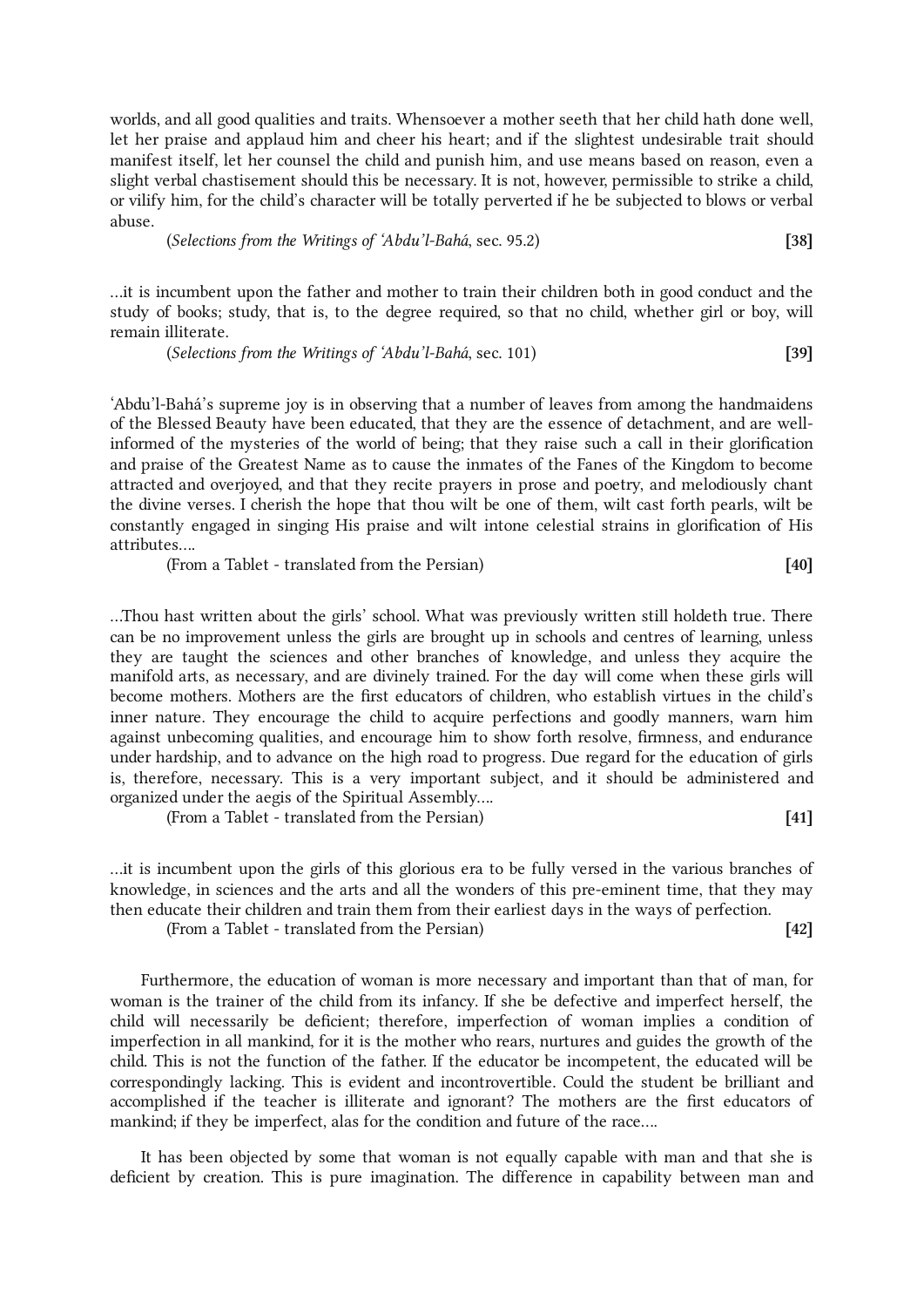worlds, and all good qualities and traits. Whensoever a mother seeth that her child hath done well, let her praise and applaud him and cheer his heart; and if the slightest undesirable trait should manifest itself, let her counsel the child and punish him, and use means based on reason, even a slight verbal chastisement should this be necessary. It is not, however, permissible to strike a child, or vilify him, for the child's character will be totally perverted if he be subjected to blows or verbal abuse.

(*Selections from the Writings of 'Abdu'l-Bahá*, sec. 95.2) **[38]**

...it is incumbent upon the father and mother to train their children both in good conduct and the study of books; study, that is, to the degree required, so that no child, whether girl or boy, will remain illiterate.

(*Selections from the Writings of 'Abdu'l-Bahá*, sec. 101) **[39]**

'Abdu'l-Bahá's supreme joy is in observing that a number of leaves from among the handmaidens of the Blessed Beauty have been educated, that they are the essence of detachment, and are well-informed of the mysteries of the world of being; that they raise such a call in their glorification and praise of the Greatest Name as to cause the inmates of the Fanes of the Kingdom to become attracted and overjoyed, and that they recite prayers in prose and poetry, and melodiously chant the divine verses. I cherish the hope that thou wilt be one of them, wilt cast forth pearls, wilt be constantly engaged in singing His praise and wilt intone celestial strains in glorification of His attributes....

(From a Tablet - translated from the Persian) **[40]**

...Thou hast written about the girls' school. What was previously written still holdeth true. There can be no improvement unless the girls are brought up in schools and centres of learning, unless they are taught the sciences and other branches of knowledge, and unless they acquire the manifold arts, as necessary, and are divinely trained. For the day will come when these girls will become mothers. Mothers are the first educators of children, who establish virtues in the child's inner nature. They encourage the child to acquire perfections and goodly manners, warn him against unbecoming qualities, and encourage him to show forth resolve, firmness, and endurance under hardship, and to advance on the high road to progress. Due regard for the education of girls is, therefore, necessary. This is a very important subject, and it should be administered and organized under the aegis of the Spiritual Assembly....

(From a Tablet - translated from the Persian) **[41]**

...it is incumbent upon the girls of this glorious era to be fully versed in the various branches of knowledge, in sciences and the arts and all the wonders of this pre-eminent time, that they may then educate their children and train them from their earliest days in the ways of perfection.

(From a Tablet - translated from the Persian) **[42]**

Furthermore, the education of woman is more necessary and important than that of man, for woman is the trainer of the child from its infancy. If she be defective and imperfect herself, the child will necessarily be deficient; therefore, imperfection of woman implies a condition of imperfection in all mankind, for it is the mother who rears, nurtures and guides the growth of the child. This is not the function of the father. If the educator be incompetent, the educated will be correspondingly lacking. This is evident and incontrovertible. Could the student be brilliant and accomplished if the teacher is illiterate and ignorant? The mothers are the first educators of mankind; if they be imperfect, alas for the condition and future of the race....

It has been objected by some that woman is not equally capable with man and that she is deficient by creation. This is pure imagination. The difference in capability between man and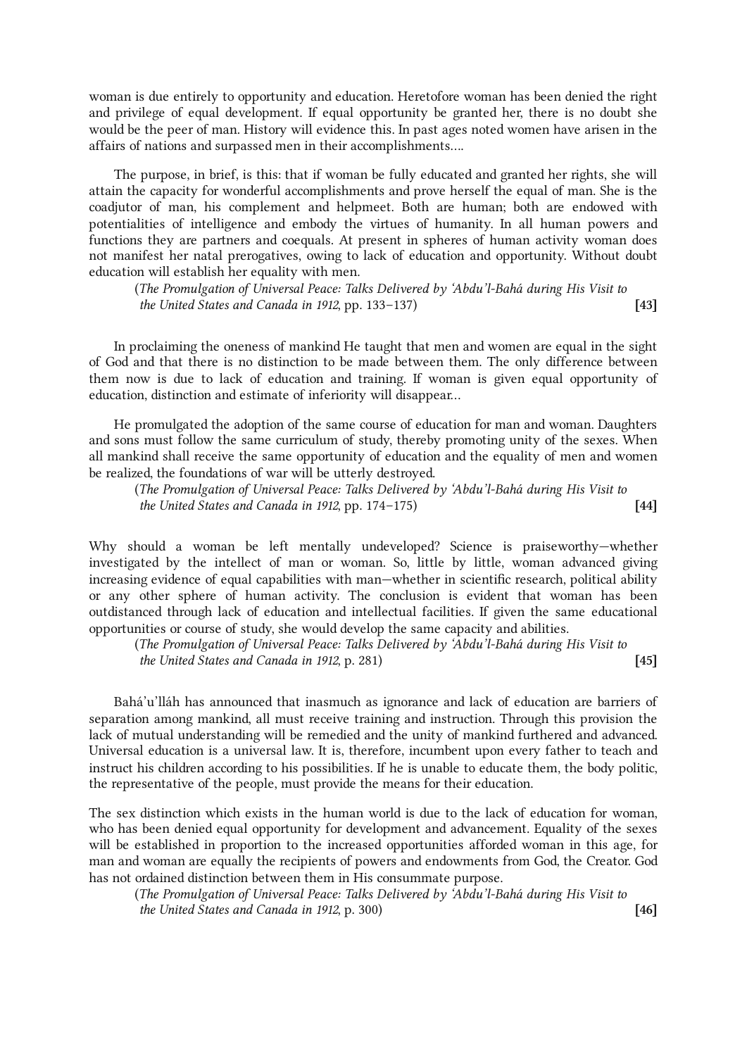woman is due entirely to opportunity and education. Heretofore woman has been denied the right and privilege of equal development. If equal opportunity be granted her, there is no doubt she would be the peer of man. History will evidence this. In past ages noted women have arisen in the affairs of nations and surpassed men in their accomplishments….

The purpose, in brief, is this: that if woman be fully educated and granted her rights, she will attain the capacity for wonderful accomplishments and prove herself the equal of man. She is the coadjutor of man, his complement and helpmeet. Both are human; both are endowed with potentialities of intelligence and embody the virtues of humanity. In all human powers and functions they are partners and coequals. At present in spheres of human activity woman does not manifest her natal prerogatives, owing to lack of education and opportunity. Without doubt education will establish her equality with men.

(*The Promulgation of Universal Peace: Talks Delivered by 'Abdu'l-Bahá during His Visit to the United States and Canada in 1912*, pp. 133–137) **[43]**

In proclaiming the oneness of mankind He taught that men and women are equal in the sight of God and that there is no distinction to be made between them. The only difference between them now is due to lack of education and training. If woman is given equal opportunity of education, distinction and estimate of inferiority will disappear…

He promulgated the adoption of the same course of education for man and woman. Daughters and sons must follow the same curriculum of study, thereby promoting unity of the sexes. When all mankind shall receive the same opportunity of education and the equality of men and women be realized, the foundations of war will be utterly destroyed.

(*The Promulgation of Universal Peace: Talks Delivered by 'Abdu'l-Bahá during His Visit to the United States and Canada in 1912*, pp. 174–175) **[44]**

Why should a woman be left mentally undeveloped? Science is praiseworthy—whether investigated by the intellect of man or woman. So, little by little, woman advanced giving increasing evidence of equal capabilities with man—whether in scientific research, political ability or any other sphere of human activity. The conclusion is evident that woman has been outdistanced through lack of education and intellectual facilities. If given the same educational opportunities or course of study, she would develop the same capacity and abilities.

(*The Promulgation of Universal Peace: Talks Delivered by 'Abdu'l-Bahá during His Visit to the United States and Canada in 1912*, p. 281) **[45]**

Bahá'u'lláh has announced that inasmuch as ignorance and lack of education are barriers of separation among mankind, all must receive training and instruction. Through this provision the lack of mutual understanding will be remedied and the unity of mankind furthered and advanced. Universal education is a universal law. It is, therefore, incumbent upon every father to teach and instruct his children according to his possibilities. If he is unable to educate them, the body politic, the representative of the people, must provide the means for their education.

The sex distinction which exists in the human world is due to the lack of education for woman, who has been denied equal opportunity for development and advancement. Equality of the sexes will be established in proportion to the increased opportunities afforded woman in this age, for man and woman are equally the recipients of powers and endowments from God, the Creator. God has not ordained distinction between them in His consummate purpose.

(*The Promulgation of Universal Peace: Talks Delivered by 'Abdu'l-Bahá during His Visit to the United States and Canada in 1912*, p. 300) **[46]**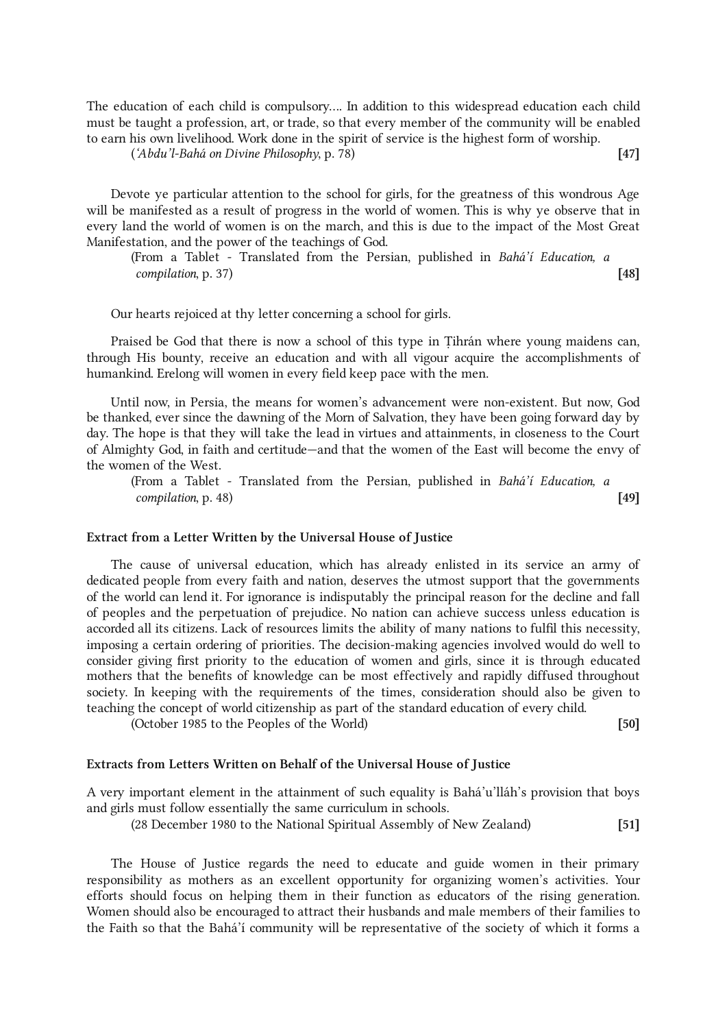The education of each child is compulsory.... In addition to this widespread education each child must be taught a profession, art, or trade, so that every member of the community will be enabled to earn his own livelihood. Work done in the spirit of service is the highest form of worship.

(*'Abdu'l-Bahá on Divine Philosophy*, p. 78) **[47]**

Devote ye particular attention to the school for girls, for the greatness of this wondrous Age will be manifested as a result of progress in the world of women. This is why ye observe that in every land the world of women is on the march, and this is due to the impact of the Most Great Manifestation, and the power of the teachings of God.

(From a Tablet - Translated from the Persian, published in *Bahá'í Education, a compilation*, p. 37) **[48]**

Our hearts rejoiced at thy letter concerning a school for girls.

Praised be God that there is now a school of this type in Ṭihrán where young maidens can, through His bounty, receive an education and with all vigour acquire the accomplishments of humankind. Erelong will women in every field keep pace with the men.

Until now, in Persia, the means for women's advancement were non-existent. But now, God be thanked, ever since the dawning of the Morn of Salvation, they have been going forward day by day. The hope is that they will take the lead in virtues and attainments, in closeness to the Court of Almighty God, in faith and certitude—and that the women of the East will become the envy of the women of the West.

(From a Tablet - Translated from the Persian, published in *Bahá'í Education, a compilation*, p. 48) **[49]**

**Extract from a Letter Written by the Universal House of Justice**

The cause of universal education, which has already enlisted in its service an army of dedicated people from every faith and nation, deserves the utmost support that the governments of the world can lend it. For ignorance is indisputably the principal reason for the decline and fall of peoples and the perpetuation of prejudice. No nation can achieve success unless education is accorded all its citizens. Lack of resources limits the ability of many nations to fulfil this necessity, imposing a certain ordering of priorities. The decision-making agencies involved would do well to consider giving first priority to the education of women and girls, since it is through educated mothers that the benefits of knowledge can be most effectively and rapidly diffused throughout society. In keeping with the requirements of the times, consideration should also be given to teaching the concept of world citizenship as part of the standard education of every child.

(October 1985 to the Peoples of the World) **[50]**

**Extracts from Letters Written on Behalf of the Universal House of Justice**

A very important element in the attainment of such equality is Bahá'u'lláh's provision that boys and girls must follow essentially the same curriculum in schools.

(28 December 1980 to the National Spiritual Assembly of New Zealand) **[51]**

The House of Justice regards the need to educate and guide women in their primary responsibility as mothers as an excellent opportunity for organizing women's activities. Your efforts should focus on helping them in their function as educators of the rising generation. Women should also be encouraged to attract their husbands and male members of their families to the Faith so that the Bahá'í community will be representative of the society of which it forms a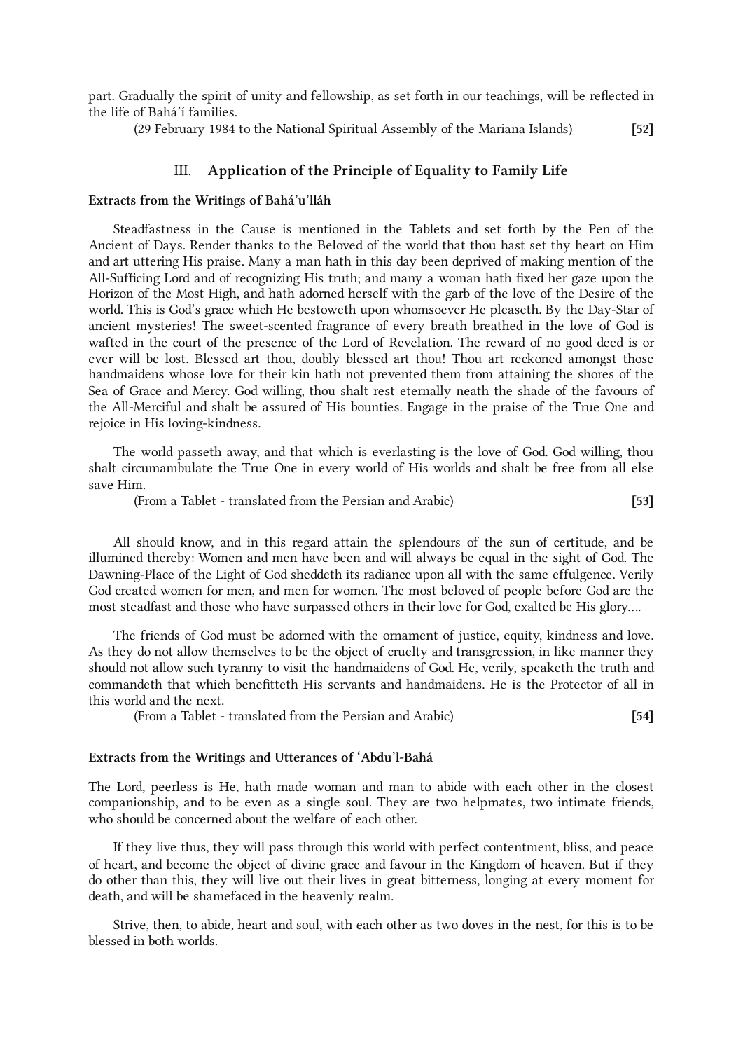part. Gradually the spirit of unity and fellowship, as set forth in our teachings, will be reflected in the life of Bahá'í families.

(29 February 1984 to the National Spiritual Assembly of the Mariana Islands) **[52]**

## III. Application of the Principle of Equality to Family Life

### Extracts from the Writings of Bahá'u'lláh

Steadfastness in the Cause is mentioned in the Tablets and set forth by the Pen of the Ancient of Days. Render thanks to the Beloved of the world that thou hast set thy heart on Him and art uttering His praise. Many a man hath in this day been deprived of making mention of the All-Sufficing Lord and of recognizing His truth; and many a woman hath fixed her gaze upon the Horizon of the Most High, and hath adorned herself with the garb of the love of the Desire of the world. This is God's grace which He bestoweth upon whomsoever He pleaseth. By the Day-Star of ancient mysteries! The sweet-scented fragrance of every breath breathed in the love of God is wafted in the court of the presence of the Lord of Revelation. The reward of no good deed is or ever will be lost. Blessed art thou, doubly blessed art thou! Thou art reckoned amongst those handmaidens whose love for their kin hath not prevented them from attaining the shores of the Sea of Grace and Mercy. God willing, thou shalt rest eternally neath the shade of the favours of the All-Merciful and shalt be assured of His bounties. Engage in the praise of the True One and rejoice in His loving-kindness.

The world passeth away, and that which is everlasting is the love of God. God willing, thou shalt circumambulate the True One in every world of His worlds and shalt be free from all else save Him.

(From a Tablet - translated from the Persian and Arabic) **[53]**

All should know, and in this regard attain the splendours of the sun of certitude, and be illumined thereby: Women and men have been and will always be equal in the sight of God. The Dawning-Place of the Light of God sheddeth its radiance upon all with the same effulgence. Verily God created women for men, and men for women. The most beloved of people before God are the most steadfast and those who have surpassed others in their love for God, exalted be His glory....

The friends of God must be adorned with the ornament of justice, equity, kindness and love. As they do not allow themselves to be the object of cruelty and transgression, in like manner they should not allow such tyranny to visit the handmaidens of God. He, verily, speaketh the truth and commandeth that which benefitteth His servants and handmaidens. He is the Protector of all in this world and the next.

(From a Tablet - translated from the Persian and Arabic) **[54]**

### Extracts from the Writings and Utterances of 'Abdu'l-Bahá

The Lord, peerless is He, hath made woman and man to abide with each other in the closest companionship, and to be even as a single soul. They are two helpmates, two intimate friends, who should be concerned about the welfare of each other.

If they live thus, they will pass through this world with perfect contentment, bliss, and peace of heart, and become the object of divine grace and favour in the Kingdom of heaven. But if they do other than this, they will live out their lives in great bitterness, longing at every moment for death, and will be shamefaced in the heavenly realm.

Strive, then, to abide, heart and soul, with each other as two doves in the nest, for this is to be blessed in both worlds.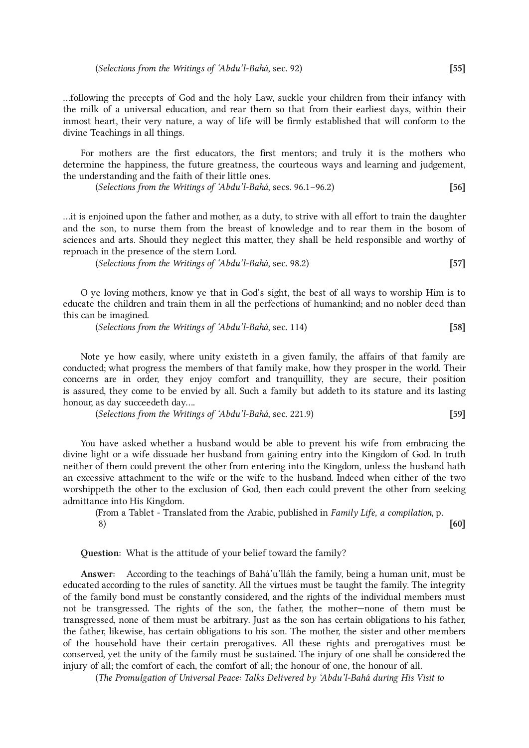(*Selections from the Writings of ʻAbduʼl-Bahá*, sec. 92) **[55]**

…following the precepts of God and the holy Law, suckle your children from their infancy with the milk of a universal education, and rear them so that from their earliest days, within their inmost heart, their very nature, a way of life will be firmly established that will conform to the divine Teachings in all things.

For mothers are the first educators, the first mentors; and truly it is the mothers who determine the happiness, the future greatness, the courteous ways and learning and judgement, the understanding and the faith of their little ones.

(*Selections from the Writings of ʻAbduʼl-Bahá*, secs. 96.1–96.2) **[56]**

…it is enjoined upon the father and mother, as a duty, to strive with all effort to train the daughter and the son, to nurse them from the breast of knowledge and to rear them in the bosom of sciences and arts. Should they neglect this matter, they shall be held responsible and worthy of reproach in the presence of the stern Lord.

(*Selections from the Writings of ʻAbduʼl-Bahá*, sec. 98.2) **[57]**

O ye loving mothers, know ye that in God's sight, the best of all ways to worship Him is to educate the children and train them in all the perfections of humankind; and no nobler deed than this can be imagined.

(*Selections from the Writings of ʻAbduʼl-Bahá*, sec. 114) **[58]**

Note ye how easily, where unity existeth in a given family, the affairs of that family are conducted; what progress the members of that family make, how they prosper in the world. Their concerns are in order, they enjoy comfort and tranquillity, they are secure, their position is assured, they come to be envied by all. Such a family but addeth to its stature and its lasting honour, as day succeedeth day….

(*Selections from the Writings of ʻAbduʼl-Bahá*, sec. 221.9) **[59]**

You have asked whether a husband would be able to prevent his wife from embracing the divine light or a wife dissuade her husband from gaining entry into the Kingdom of God. In truth neither of them could prevent the other from entering into the Kingdom, unless the husband hath an excessive attachment to the wife or the wife to the husband. Indeed when either of the two worshippeth the other to the exclusion of God, then each could prevent the other from seeking admittance into His Kingdom.

(From a Tablet - Translated from the Arabic, published in *Family Life, a compilation*, p. 8) **[60]**

**Question:** What is the attitude of your belief toward the family?

**Answer:** According to the teachings of Baháʼuʼlláh the family, being a human unit, must be educated according to the rules of sanctity. All the virtues must be taught the family. The integrity of the family bond must be constantly considered, and the rights of the individual members must not be transgressed. The rights of the son, the father, the mother—none of them must be transgressed, none of them must be arbitrary. Just as the son has certain obligations to his father, the father, likewise, has certain obligations to his son. The mother, the sister and other members of the household have their certain prerogatives. All these rights and prerogatives must be conserved, yet the unity of the family must be sustained. The injury of one shall be considered the injury of all; the comfort of each, the comfort of all; the honour of one, the honour of all.

(*The Promulgation of Universal Peace: Talks Delivered by ʻAbduʼl-Bahá during His Visit to*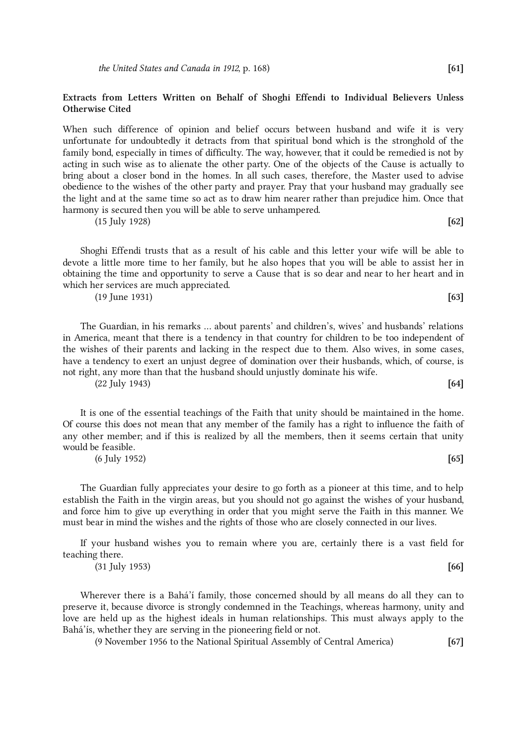*the United States and Canada in 1912*, p. 168) **[61]**

**Extracts from Letters Written on Behalf of Shoghi Effendi to Individual Believers Unless Otherwise Cited**

When such difference of opinion and belief occurs between husband and wife it is very unfortunate for undoubtedly it detracts from that spiritual bond which is the stronghold of the family bond, especially in times of difficulty. The way, however, that it could be remedied is not by acting in such wise as to alienate the other party. One of the objects of the Cause is actually to bring about a closer bond in the homes. In all such cases, therefore, the Master used to advise obedience to the wishes of the other party and prayer. Pray that your husband may gradually see the light and at the same time so act as to draw him nearer rather than prejudice him. Once that harmony is secured then you will be able to serve unhampered.

(15 July 1928) **[62]**

Shoghi Effendi trusts that as a result of his cable and this letter your wife will be able to devote a little more time to her family, but he also hopes that you will be able to assist her in obtaining the time and opportunity to serve a Cause that is so dear and near to her heart and in which her services are much appreciated.

(19 June 1931) **[63]**

The Guardian, in his remarks … about parents' and children's, wives' and husbands' relations in America, meant that there is a tendency in that country for children to be too independent of the wishes of their parents and lacking in the respect due to them. Also wives, in some cases, have a tendency to exert an unjust degree of domination over their husbands, which, of course, is not right, any more than that the husband should unjustly dominate his wife.

(22 July 1943) **[64]**

It is one of the essential teachings of the Faith that unity should be maintained in the home. Of course this does not mean that any member of the family has a right to influence the faith of any other member; and if this is realized by all the members, then it seems certain that unity would be feasible.

(6 July 1952) **[65]**

The Guardian fully appreciates your desire to go forth as a pioneer at this time, and to help establish the Faith in the virgin areas, but you should not go against the wishes of your husband, and force him to give up everything in order that you might serve the Faith in this manner. We must bear in mind the wishes and the rights of those who are closely connected in our lives.

If your husband wishes you to remain where you are, certainly there is a vast field for teaching there.

(31 July 1953) **[66]**

Wherever there is a Bahá'í family, those concerned should by all means do all they can to preserve it, because divorce is strongly condemned in the Teachings, whereas harmony, unity and love are held up as the highest ideals in human relationships. This must always apply to the Bahá'ís, whether they are serving in the pioneering field or not.

(9 November 1956 to the National Spiritual Assembly of Central America) **[67]**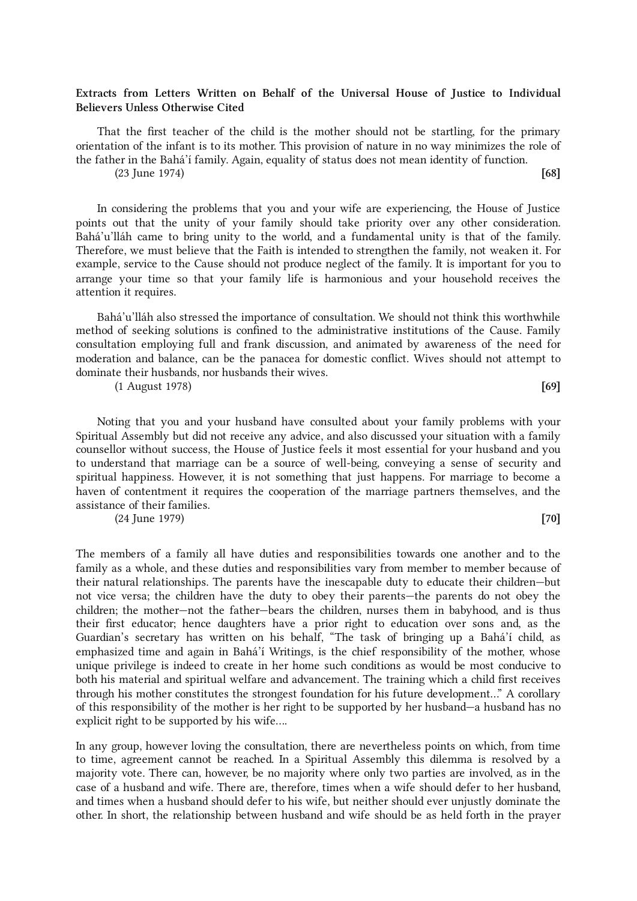**Extracts from Letters Written on Behalf of the Universal House of Justice to Individual Believers Unless Otherwise Cited**

That the first teacher of the child is the mother should not be startling, for the primary orientation of the infant is to its mother. This provision of nature in no way minimizes the role of the father in the Bahá'í family. Again, equality of status does not mean identity of function.
(23 June 1974) **[68]**

In considering the problems that you and your wife are experiencing, the House of Justice points out that the unity of your family should take priority over any other consideration. Bahá'u'lláh came to bring unity to the world, and a fundamental unity is that of the family. Therefore, we must believe that the Faith is intended to strengthen the family, not weaken it. For example, service to the Cause should not produce neglect of the family. It is important for you to arrange your time so that your family life is harmonious and your household receives the attention it requires.

Bahá'u'lláh also stressed the importance of consultation. We should not think this worthwhile method of seeking solutions is confined to the administrative institutions of the Cause. Family consultation employing full and frank discussion, and animated by awareness of the need for moderation and balance, can be the panacea for domestic conflict. Wives should not attempt to dominate their husbands, nor husbands their wives.
(1 August 1978) **[69]**

Noting that you and your husband have consulted about your family problems with your Spiritual Assembly but did not receive any advice, and also discussed your situation with a family counsellor without success, the House of Justice feels it most essential for your husband and you to understand that marriage can be a source of well-being, conveying a sense of security and spiritual happiness. However, it is not something that just happens. For marriage to become a haven of contentment it requires the cooperation of the marriage partners themselves, and the assistance of their families.
(24 June 1979) **[70]**

The members of a family all have duties and responsibilities towards one another and to the family as a whole, and these duties and responsibilities vary from member to member because of their natural relationships. The parents have the inescapable duty to educate their children—but not vice versa; the children have the duty to obey their parents—the parents do not obey the children; the mother—not the father—bears the children, nurses them in babyhood, and is thus their first educator; hence daughters have a prior right to education over sons and, as the Guardian's secretary has written on his behalf, "The task of bringing up a Bahá'í child, as emphasized time and again in Bahá'í Writings, is the chief responsibility of the mother, whose unique privilege is indeed to create in her home such conditions as would be most conducive to both his material and spiritual welfare and advancement. The training which a child first receives through his mother constitutes the strongest foundation for his future development..." A corollary of this responsibility of the mother is her right to be supported by her husband—a husband has no explicit right to be supported by his wife....

In any group, however loving the consultation, there are nevertheless points on which, from time to time, agreement cannot be reached. In a Spiritual Assembly this dilemma is resolved by a majority vote. There can, however, be no majority where only two parties are involved, as in the case of a husband and wife. There are, therefore, times when a wife should defer to her husband, and times when a husband should defer to his wife, but neither should ever unjustly dominate the other. In short, the relationship between husband and wife should be as held forth in the prayer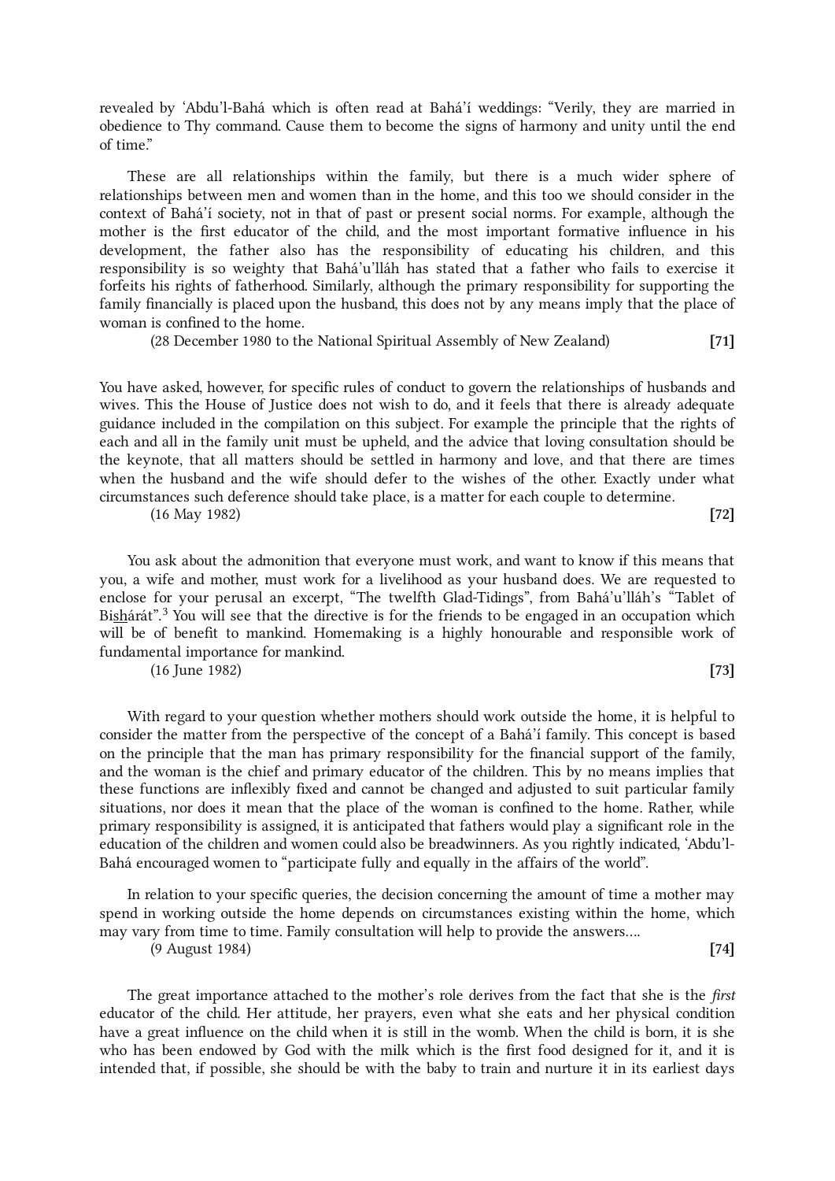revealed by 'Abdu'l-Bahá which is often read at Bahá'í weddings: "Verily, they are married in obedience to Thy command. Cause them to become the signs of harmony and unity until the end of time."

These are all relationships within the family, but there is a much wider sphere of relationships between men and women than in the home, and this too we should consider in the context of Bahá'í society, not in that of past or present social norms. For example, although the mother is the first educator of the child, and the most important formative influence in his development, the father also has the responsibility of educating his children, and this responsibility is so weighty that Bahá'u'lláh has stated that a father who fails to exercise it forfeits his rights of fatherhood. Similarly, although the primary responsibility for supporting the family financially is placed upon the husband, this does not by any means imply that the place of woman is confined to the home.

(28 December 1980 to the National Spiritual Assembly of New Zealand) **[71]**

You have asked, however, for specific rules of conduct to govern the relationships of husbands and wives. This the House of Justice does not wish to do, and it feels that there is already adequate guidance included in the compilation on this subject. For example the principle that the rights of each and all in the family unit must be upheld, and the advice that loving consultation should be the keynote, that all matters should be settled in harmony and love, and that there are times when the husband and the wife should defer to the wishes of the other. Exactly under what circumstances such deference should take place, is a matter for each couple to determine.

(16 May 1982) **[72]**

You ask about the admonition that everyone must work, and want to know if this means that you, a wife and mother, must work for a livelihood as your husband does. We are requested to enclose for your perusal an excerpt, "The twelfth Glad-Tidings", from Bahá'u'lláh's "Tablet of Bi<u>sh</u>árát".[3] You will see that the directive is for the friends to be engaged in an occupation which will be of benefit to mankind. Homemaking is a highly honourable and responsible work of fundamental importance for mankind.

(16 June 1982) **[73]**

With regard to your question whether mothers should work outside the home, it is helpful to consider the matter from the perspective of the concept of a Bahá'í family. This concept is based on the principle that the man has primary responsibility for the financial support of the family, and the woman is the chief and primary educator of the children. This by no means implies that these functions are inflexibly fixed and cannot be changed and adjusted to suit particular family situations, nor does it mean that the place of the woman is confined to the home. Rather, while primary responsibility is assigned, it is anticipated that fathers would play a significant role in the education of the children and women could also be breadwinners. As you rightly indicated, 'Abdu'l-Bahá encouraged women to "participate fully and equally in the affairs of the world".

In relation to your specific queries, the decision concerning the amount of time a mother may spend in working outside the home depends on circumstances existing within the home, which may vary from time to time. Family consultation will help to provide the answers....

(9 August 1984) **[74]**

The great importance attached to the mother's role derives from the fact that she is the *first* educator of the child. Her attitude, her prayers, even what she eats and her physical condition have a great influence on the child when it is still in the womb. When the child is born, it is she who has been endowed by God with the milk which is the first food designed for it, and it is intended that, if possible, she should be with the baby to train and nurture it in its earliest days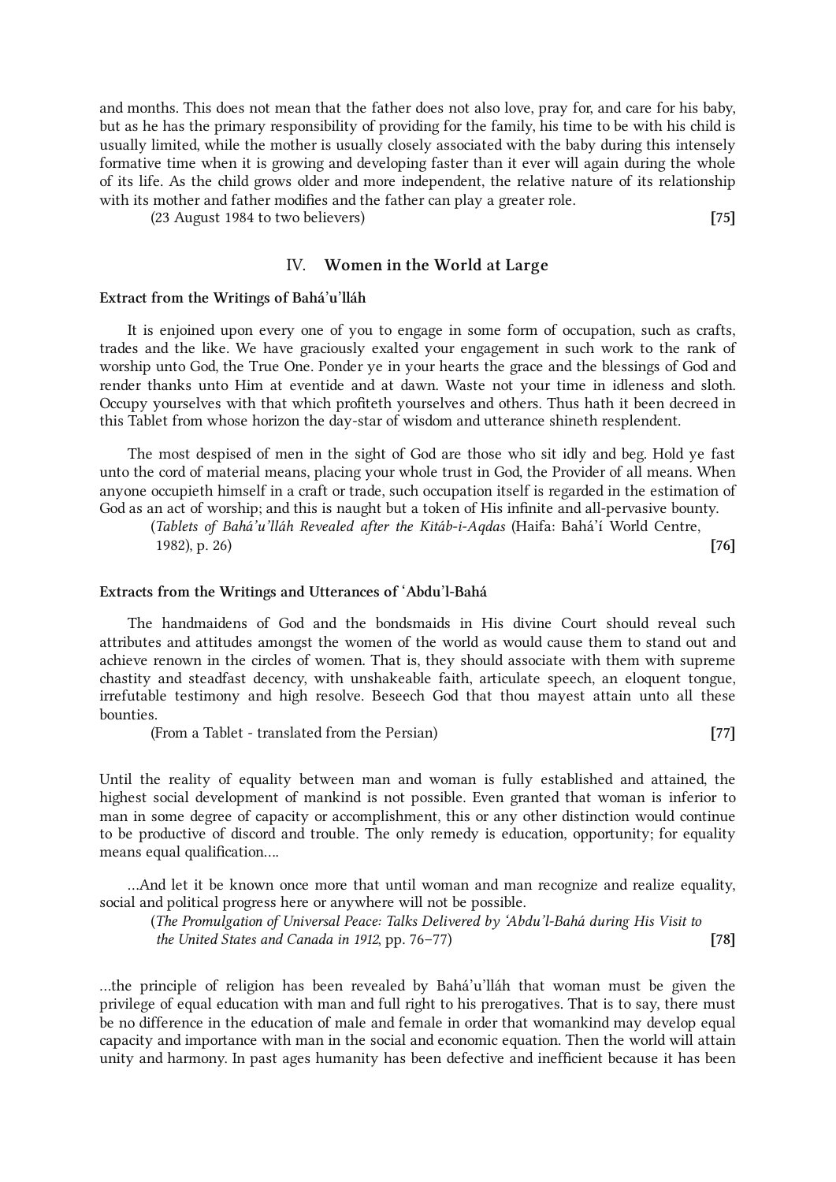and months. This does not mean that the father does not also love, pray for, and care for his baby, but as he has the primary responsibility of providing for the family, his time to be with his child is usually limited, while the mother is usually closely associated with the baby during this intensely formative time when it is growing and developing faster than it ever will again during the whole of its life. As the child grows older and more independent, the relative nature of its relationship with its mother and father modifies and the father can play a greater role.

(23 August 1984 to two believers) **[75]**

## IV. Women in the World at Large

### Extract from the Writings of Bahá'u'lláh

It is enjoined upon every one of you to engage in some form of occupation, such as crafts, trades and the like. We have graciously exalted your engagement in such work to the rank of worship unto God, the True One. Ponder ye in your hearts the grace and the blessings of God and render thanks unto Him at eventide and at dawn. Waste not your time in idleness and sloth. Occupy yourselves with that which profiteth yourselves and others. Thus hath it been decreed in this Tablet from whose horizon the day-star of wisdom and utterance shineth resplendent.

The most despised of men in the sight of God are those who sit idly and beg. Hold ye fast unto the cord of material means, placing your whole trust in God, the Provider of all means. When anyone occupieth himself in a craft or trade, such occupation itself is regarded in the estimation of God as an act of worship; and this is naught but a token of His infinite and all-pervasive bounty.

(*Tablets of Bahá'u'lláh Revealed after the Kitáb-i-Aqdas* (Haifa: Bahá'í World Centre, 1982), p. 26) **[76]**

### Extracts from the Writings and Utterances of 'Abdu'l-Bahá

The handmaidens of God and the bondsmaids in His divine Court should reveal such attributes and attitudes amongst the women of the world as would cause them to stand out and achieve renown in the circles of women. That is, they should associate with them with supreme chastity and steadfast decency, with unshakeable faith, articulate speech, an eloquent tongue, irrefutable testimony and high resolve. Beseech God that thou mayest attain unto all these bounties.

(From a Tablet - translated from the Persian) **[77]**

Until the reality of equality between man and woman is fully established and attained, the highest social development of mankind is not possible. Even granted that woman is inferior to man in some degree of capacity or accomplishment, this or any other distinction would continue to be productive of discord and trouble. The only remedy is education, opportunity; for equality means equal qualification....

...And let it be known once more that until woman and man recognize and realize equality, social and political progress here or anywhere will not be possible.

(*The Promulgation of Universal Peace: Talks Delivered by 'Abdu'l-Bahá during His Visit to the United States and Canada in 1912*, pp. 76–77) **[78]**

...the principle of religion has been revealed by Bahá'u'lláh that woman must be given the privilege of equal education with man and full right to his prerogatives. That is to say, there must be no difference in the education of male and female in order that womankind may develop equal capacity and importance with man in the social and economic equation. Then the world will attain unity and harmony. In past ages humanity has been defective and inefficient because it has been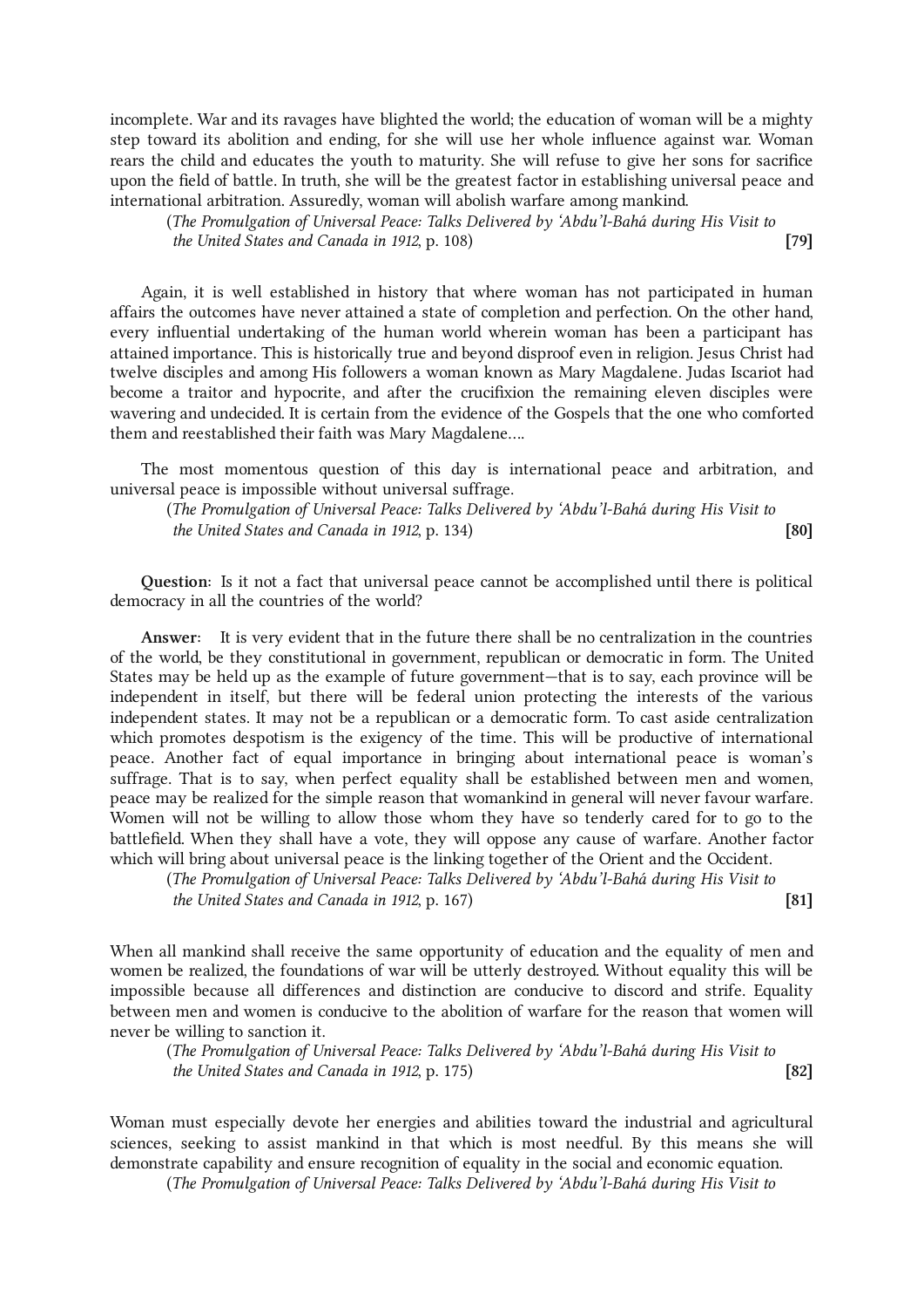incomplete. War and its ravages have blighted the world; the education of woman will be a mighty step toward its abolition and ending, for she will use her whole influence against war. Woman rears the child and educates the youth to maturity. She will refuse to give her sons for sacrifice upon the field of battle. In truth, she will be the greatest factor in establishing universal peace and international arbitration. Assuredly, woman will abolish warfare among mankind.

(*The Promulgation of Universal Peace: Talks Delivered by ‘Abdu’l-Bahá during His Visit to the United States and Canada in 1912*, p. 108) **[79]**

Again, it is well established in history that where woman has not participated in human affairs the outcomes have never attained a state of completion and perfection. On the other hand, every influential undertaking of the human world wherein woman has been a participant has attained importance. This is historically true and beyond disproof even in religion. Jesus Christ had twelve disciples and among His followers a woman known as Mary Magdalene. Judas Iscariot had become a traitor and hypocrite, and after the crucifixion the remaining eleven disciples were wavering and undecided. It is certain from the evidence of the Gospels that the one who comforted them and reestablished their faith was Mary Magdalene....

The most momentous question of this day is international peace and arbitration, and universal peace is impossible without universal suffrage.

(*The Promulgation of Universal Peace: Talks Delivered by ‘Abdu’l-Bahá during His Visit to the United States and Canada in 1912*, p. 134) **[80]**

**Question**: Is it not a fact that universal peace cannot be accomplished until there is political democracy in all the countries of the world?

**Answer**: It is very evident that in the future there shall be no centralization in the countries of the world, be they constitutional in government, republican or democratic in form. The United States may be held up as the example of future government—that is to say, each province will be independent in itself, but there will be federal union protecting the interests of the various independent states. It may not be a republican or a democratic form. To cast aside centralization which promotes despotism is the exigency of the time. This will be productive of international peace. Another fact of equal importance in bringing about international peace is woman’s suffrage. That is to say, when perfect equality shall be established between men and women, peace may be realized for the simple reason that womankind in general will never favour warfare. Women will not be willing to allow those whom they have so tenderly cared for to go to the battlefield. When they shall have a vote, they will oppose any cause of warfare. Another factor which will bring about universal peace is the linking together of the Orient and the Occident.

(*The Promulgation of Universal Peace: Talks Delivered by ‘Abdu’l-Bahá during His Visit to the United States and Canada in 1912*, p. 167) **[81]**

When all mankind shall receive the same opportunity of education and the equality of men and women be realized, the foundations of war will be utterly destroyed. Without equality this will be impossible because all differences and distinction are conducive to discord and strife. Equality between men and women is conducive to the abolition of warfare for the reason that women will never be willing to sanction it.

(*The Promulgation of Universal Peace: Talks Delivered by ‘Abdu’l-Bahá during His Visit to the United States and Canada in 1912*, p. 175) **[82]**

Woman must especially devote her energies and abilities toward the industrial and agricultural sciences, seeking to assist mankind in that which is most needful. By this means she will demonstrate capability and ensure recognition of equality in the social and economic equation.

(*The Promulgation of Universal Peace: Talks Delivered by ‘Abdu’l-Bahá during His Visit to*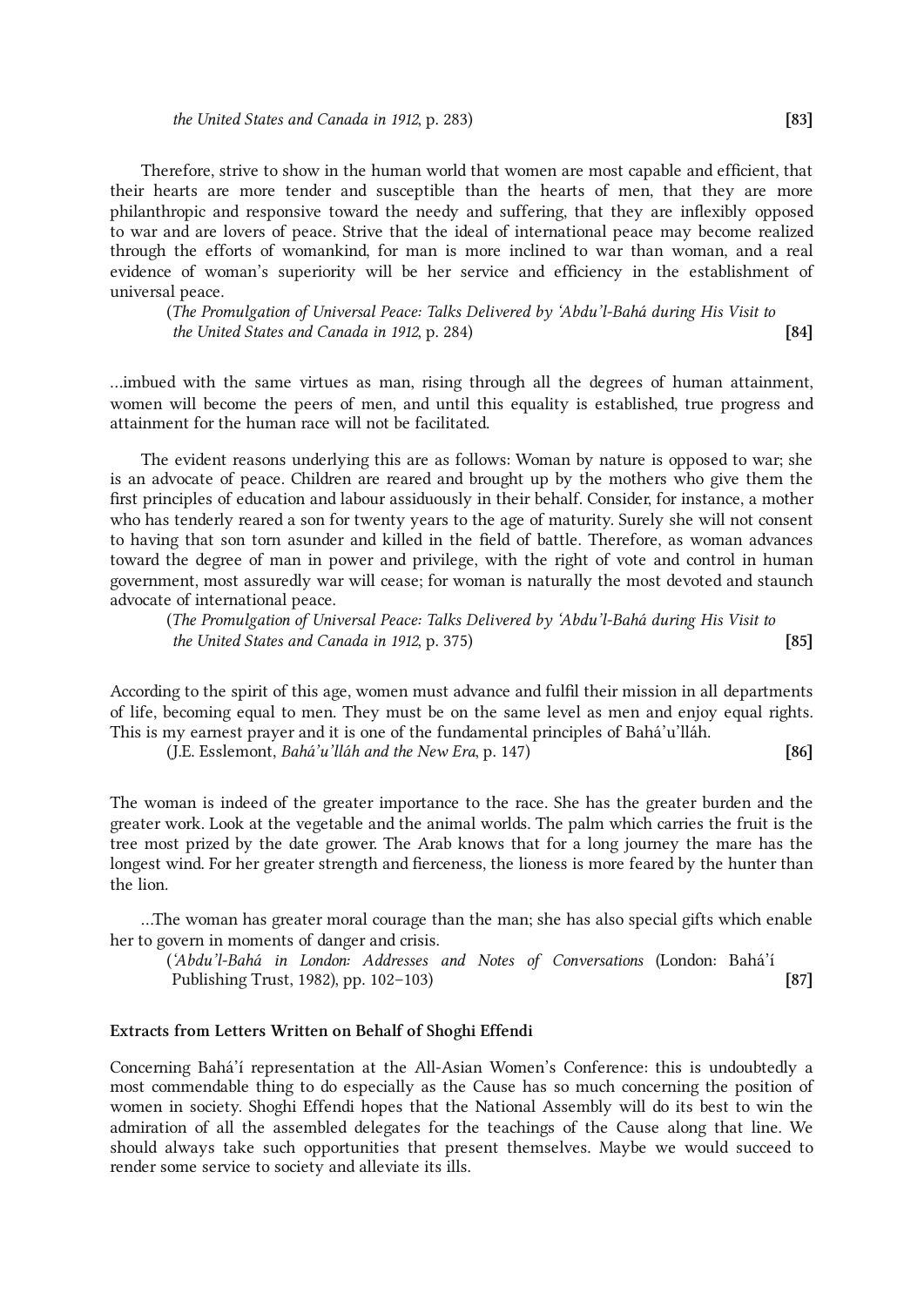*the United States and Canada in 1912*, p. 283) **[83]**

Therefore, strive to show in the human world that women are most capable and efficient, that their hearts are more tender and susceptible than the hearts of men, that they are more philanthropic and responsive toward the needy and suffering, that they are inflexibly opposed to war and are lovers of peace. Strive that the ideal of international peace may become realized through the efforts of womankind, for man is more inclined to war than woman, and a real evidence of woman's superiority will be her service and efficiency in the establishment of universal peace.

(*The Promulgation of Universal Peace: Talks Delivered by 'Abdu'l-Bahá during His Visit to the United States and Canada in 1912*, p. 284) **[84]**

...imbued with the same virtues as man, rising through all the degrees of human attainment, women will become the peers of men, and until this equality is established, true progress and attainment for the human race will not be facilitated.

The evident reasons underlying this are as follows: Woman by nature is opposed to war; she is an advocate of peace. Children are reared and brought up by the mothers who give them the first principles of education and labour assiduously in their behalf. Consider, for instance, a mother who has tenderly reared a son for twenty years to the age of maturity. Surely she will not consent to having that son torn asunder and killed in the field of battle. Therefore, as woman advances toward the degree of man in power and privilege, with the right of vote and control in human government, most assuredly war will cease; for woman is naturally the most devoted and staunch advocate of international peace.

(*The Promulgation of Universal Peace: Talks Delivered by 'Abdu'l-Bahá during His Visit to the United States and Canada in 1912*, p. 375) **[85]**

According to the spirit of this age, women must advance and fulfil their mission in all departments of life, becoming equal to men. They must be on the same level as men and enjoy equal rights. This is my earnest prayer and it is one of the fundamental principles of Bahá'u'lláh.

(J.E. Esslemont, *Bahá'u'lláh and the New Era*, p. 147) **[86]**

The woman is indeed of the greater importance to the race. She has the greater burden and the greater work. Look at the vegetable and the animal worlds. The palm which carries the fruit is the tree most prized by the date grower. The Arab knows that for a long journey the mare has the longest wind. For her greater strength and fierceness, the lioness is more feared by the hunter than the lion.

...The woman has greater moral courage than the man; she has also special gifts which enable her to govern in moments of danger and crisis.

(*'Abdu'l-Bahá in London: Addresses and Notes of Conversations* (London: Bahá'í Publishing Trust, 1982), pp. 102–103) **[87]**

### Extracts from Letters Written on Behalf of Shoghi Effendi

Concerning Bahá'í representation at the All-Asian Women's Conference: this is undoubtedly a most commendable thing to do especially as the Cause has so much concerning the position of women in society. Shoghi Effendi hopes that the National Assembly will do its best to win the admiration of all the assembled delegates for the teachings of the Cause along that line. We should always take such opportunities that present themselves. Maybe we would succeed to render some service to society and alleviate its ills.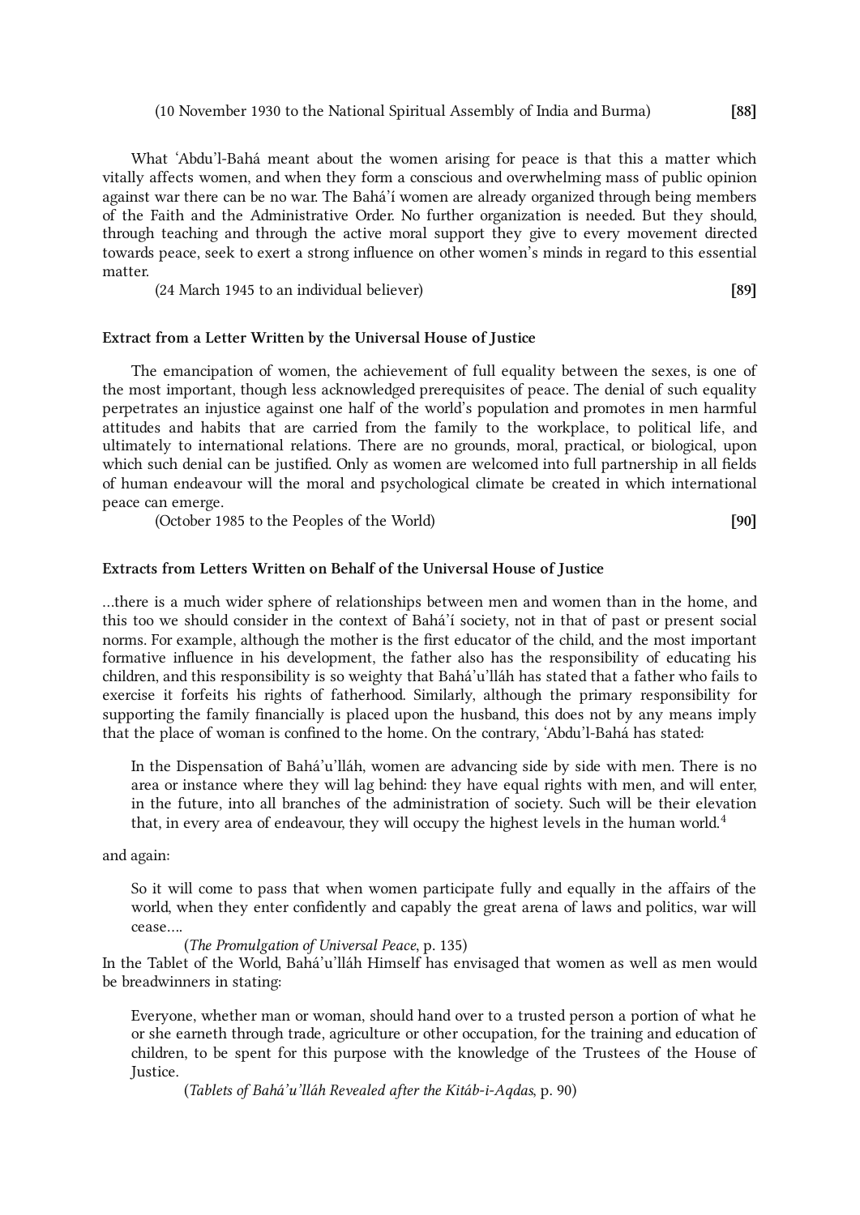(10 November 1930 to the National Spiritual Assembly of India and Burma) **[88]**

What ʻAbdu'l-Bahá meant about the women arising for peace is that this a matter which vitally affects women, and when they form a conscious and overwhelming mass of public opinion against war there can be no war. The Bahá'í women are already organized through being members of the Faith and the Administrative Order. No further organization is needed. But they should, through teaching and through the active moral support they give to every movement directed towards peace, seek to exert a strong influence on other women's minds in regard to this essential matter.

(24 March 1945 to an individual believer) **[89]**

### Extract from a Letter Written by the Universal House of Justice

The emancipation of women, the achievement of full equality between the sexes, is one of the most important, though less acknowledged prerequisites of peace. The denial of such equality perpetrates an injustice against one half of the world's population and promotes in men harmful attitudes and habits that are carried from the family to the workplace, to political life, and ultimately to international relations. There are no grounds, moral, practical, or biological, upon which such denial can be justified. Only as women are welcomed into full partnership in all fields of human endeavour will the moral and psychological climate be created in which international peace can emerge.

(October 1985 to the Peoples of the World) **[90]**

### Extracts from Letters Written on Behalf of the Universal House of Justice

…there is a much wider sphere of relationships between men and women than in the home, and this too we should consider in the context of Bahá'í society, not in that of past or present social norms. For example, although the mother is the first educator of the child, and the most important formative influence in his development, the father also has the responsibility of educating his children, and this responsibility is so weighty that Bahá'u'lláh has stated that a father who fails to exercise it forfeits his rights of fatherhood. Similarly, although the primary responsibility for supporting the family financially is placed upon the husband, this does not by any means imply that the place of woman is confined to the home. On the contrary, ʻAbdu'l-Bahá has stated:

> In the Dispensation of Bahá'u'lláh, women are advancing side by side with men. There is no area or instance where they will lag behind: they have equal rights with men, and will enter, in the future, into all branches of the administration of society. Such will be their elevation that, in every area of endeavour, they will occupy the highest levels in the human world.[4]

and again:

> So it will come to pass that when women participate fully and equally in the affairs of the world, when they enter confidently and capably the great arena of laws and politics, war will cease….
>
> (*The Promulgation of Universal Peace*, p. 135)

In the Tablet of the World, Bahá'u'lláh Himself has envisaged that women as well as men would be breadwinners in stating:

> Everyone, whether man or woman, should hand over to a trusted person a portion of what he or she earneth through trade, agriculture or other occupation, for the training and education of children, to be spent for this purpose with the knowledge of the Trustees of the House of Justice.
>
> (*Tablets of Bahá'u'lláh Revealed after the Kitáb-i-Aqdas*, p. 90)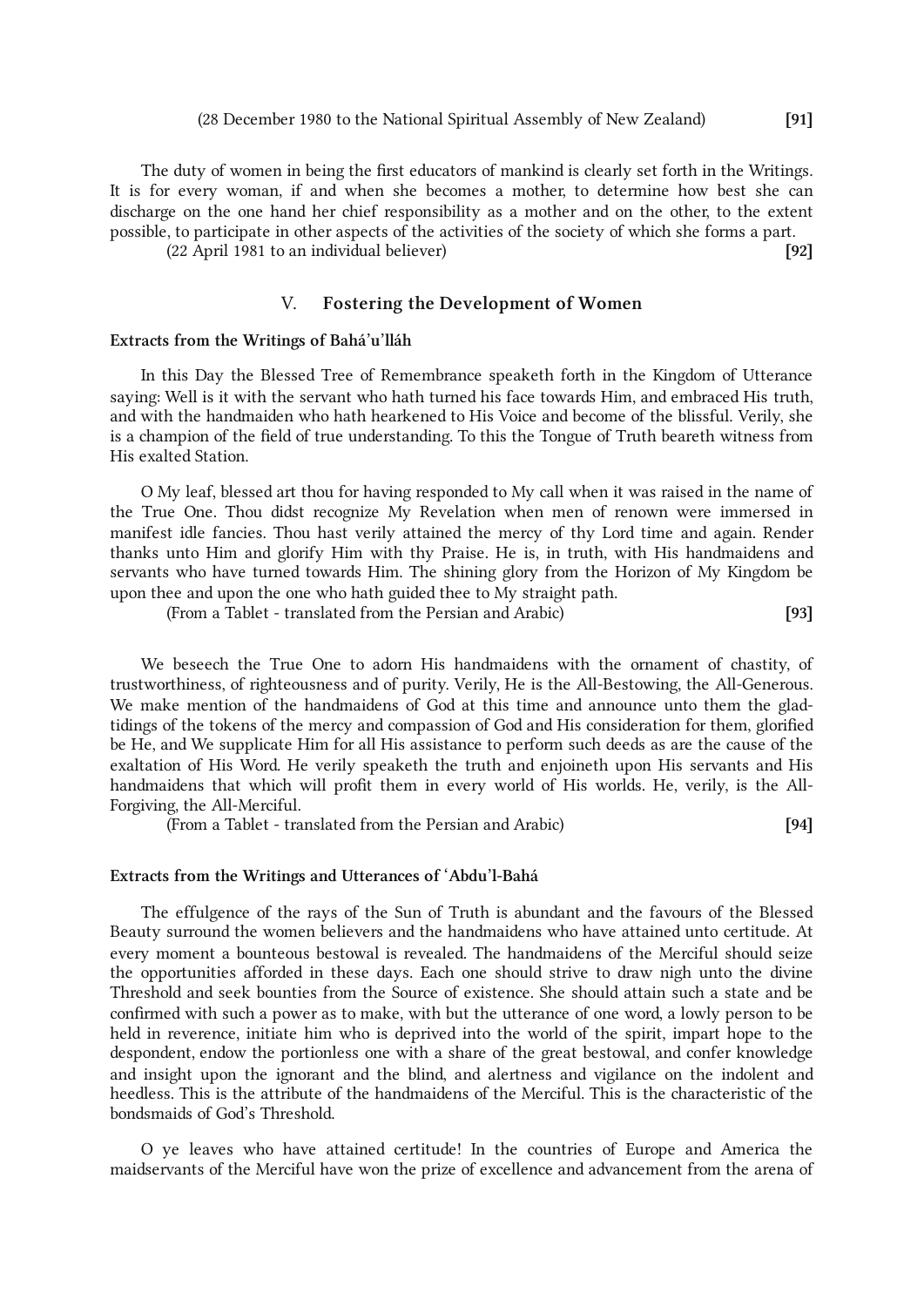(28 December 1980 to the National Spiritual Assembly of New Zealand) **[91]**

The duty of women in being the first educators of mankind is clearly set forth in the Writings. It is for every woman, if and when she becomes a mother, to determine how best she can discharge on the one hand her chief responsibility as a mother and on the other, to the extent possible, to participate in other aspects of the activities of the society of which she forms a part.

(22 April 1981 to an individual believer) **[92]**

## V. Fostering the Development of Women

### Extracts from the Writings of Bahá'u'lláh

In this Day the Blessed Tree of Remembrance speaketh forth in the Kingdom of Utterance saying: Well is it with the servant who hath turned his face towards Him, and embraced His truth, and with the handmaiden who hath hearkened to His Voice and become of the blissful. Verily, she is a champion of the field of true understanding. To this the Tongue of Truth beareth witness from His exalted Station.

O My leaf, blessed art thou for having responded to My call when it was raised in the name of the True One. Thou didst recognize My Revelation when men of renown were immersed in manifest idle fancies. Thou hast verily attained the mercy of thy Lord time and again. Render thanks unto Him and glorify Him with thy Praise. He is, in truth, with His handmaidens and servants who have turned towards Him. The shining glory from the Horizon of My Kingdom be upon thee and upon the one who hath guided thee to My straight path.

(From a Tablet - translated from the Persian and Arabic) **[93]**

We beseech the True One to adorn His handmaidens with the ornament of chastity, of trustworthiness, of righteousness and of purity. Verily, He is the All-Bestowing, the All-Generous. We make mention of the handmaidens of God at this time and announce unto them the glad-tidings of the tokens of the mercy and compassion of God and His consideration for them, glorified be He, and We supplicate Him for all His assistance to perform such deeds as are the cause of the exaltation of His Word. He verily speaketh the truth and enjoineth upon His servants and His handmaidens that which will profit them in every world of His worlds. He, verily, is the All-Forgiving, the All-Merciful.

(From a Tablet - translated from the Persian and Arabic) **[94]**

### Extracts from the Writings and Utterances of 'Abdu'l-Bahá

The effulgence of the rays of the Sun of Truth is abundant and the favours of the Blessed Beauty surround the women believers and the handmaidens who have attained unto certitude. At every moment a bounteous bestowal is revealed. The handmaidens of the Merciful should seize the opportunities afforded in these days. Each one should strive to draw nigh unto the divine Threshold and seek bounties from the Source of existence. She should attain such a state and be confirmed with such a power as to make, with but the utterance of one word, a lowly person to be held in reverence, initiate him who is deprived into the world of the spirit, impart hope to the despondent, endow the portionless one with a share of the great bestowal, and confer knowledge and insight upon the ignorant and the blind, and alertness and vigilance on the indolent and heedless. This is the attribute of the handmaidens of the Merciful. This is the characteristic of the bondsmaids of God's Threshold.

O ye leaves who have attained certitude! In the countries of Europe and America the maidservants of the Merciful have won the prize of excellence and advancement from the arena of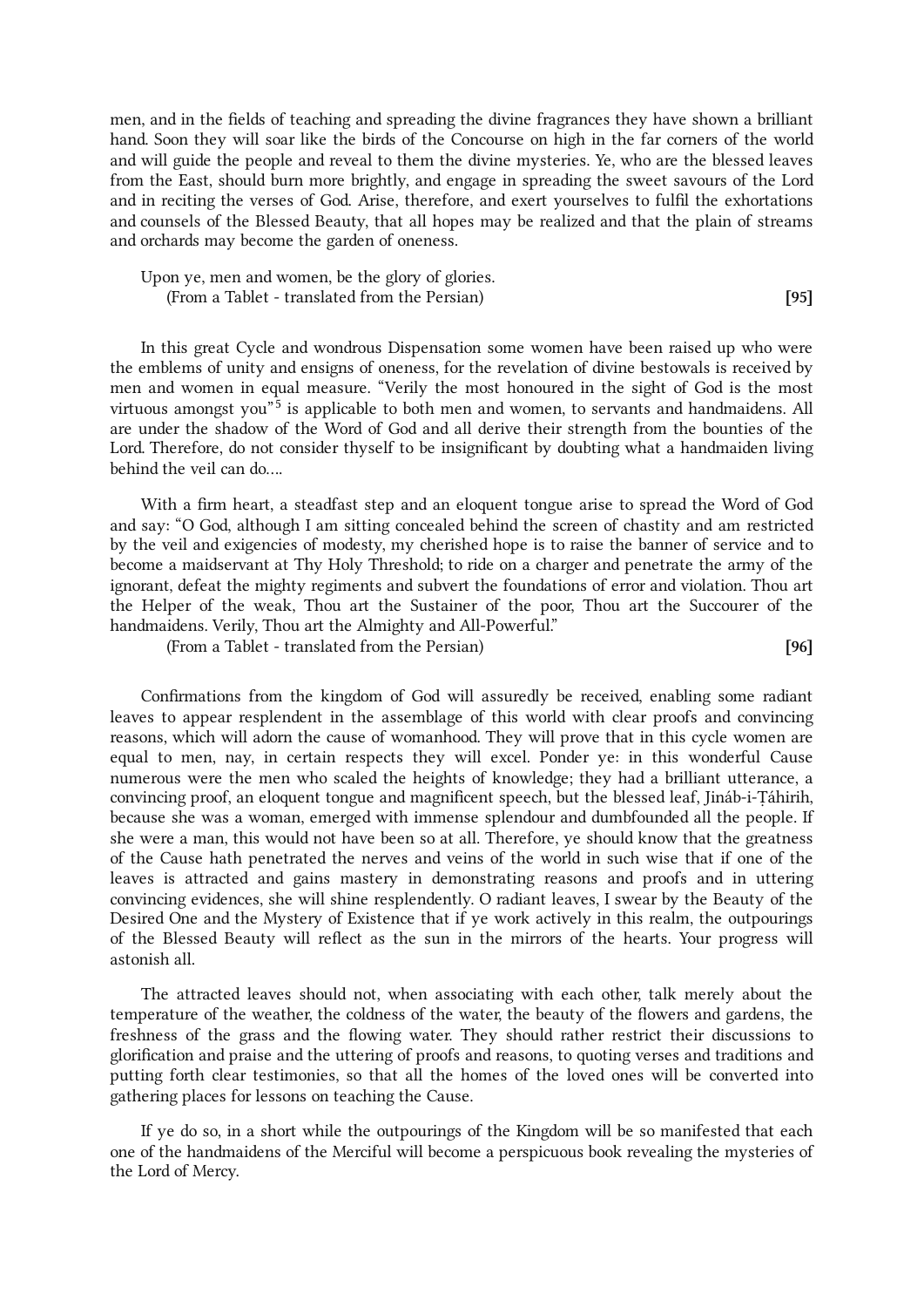men, and in the fields of teaching and spreading the divine fragrances they have shown a brilliant hand. Soon they will soar like the birds of the Concourse on high in the far corners of the world and will guide the people and reveal to them the divine mysteries. Ye, who are the blessed leaves from the East, should burn more brightly, and engage in spreading the sweet savours of the Lord and in reciting the verses of God. Arise, therefore, and exert yourselves to fulfil the exhortations and counsels of the Blessed Beauty, that all hopes may be realized and that the plain of streams and orchards may become the garden of oneness.

Upon ye, men and women, be the glory of glories.
(From a Tablet - translated from the Persian) **[95]**

In this great Cycle and wondrous Dispensation some women have been raised up who were the emblems of unity and ensigns of oneness, for the revelation of divine bestowals is received by men and women in equal measure. "Verily the most honoured in the sight of God is the most virtuous amongst you"[5] is applicable to both men and women, to servants and handmaidens. All are under the shadow of the Word of God and all derive their strength from the bounties of the Lord. Therefore, do not consider thyself to be insignificant by doubting what a handmaiden living behind the veil can do....

With a firm heart, a steadfast step and an eloquent tongue arise to spread the Word of God and say: "O God, although I am sitting concealed behind the screen of chastity and am restricted by the veil and exigencies of modesty, my cherished hope is to raise the banner of service and to become a maidservant at Thy Holy Threshold; to ride on a charger and penetrate the army of the ignorant, defeat the mighty regiments and subvert the foundations of error and violation. Thou art the Helper of the weak, Thou art the Sustainer of the poor, Thou art the Succourer of the handmaidens. Verily, Thou art the Almighty and All-Powerful."
(From a Tablet - translated from the Persian) **[96]**

Confirmations from the kingdom of God will assuredly be received, enabling some radiant leaves to appear resplendent in the assemblage of this world with clear proofs and convincing reasons, which will adorn the cause of womanhood. They will prove that in this cycle women are equal to men, nay, in certain respects they will excel. Ponder ye: in this wonderful Cause numerous were the men who scaled the heights of knowledge; they had a brilliant utterance, a convincing proof, an eloquent tongue and magnificent speech, but the blessed leaf, Jináb-i-Ṭáhirih, because she was a woman, emerged with immense splendour and dumbfounded all the people. If she were a man, this would not have been so at all. Therefore, ye should know that the greatness of the Cause hath penetrated the nerves and veins of the world in such wise that if one of the leaves is attracted and gains mastery in demonstrating reasons and proofs and in uttering convincing evidences, she will shine resplendently. O radiant leaves, I swear by the Beauty of the Desired One and the Mystery of Existence that if ye work actively in this realm, the outpourings of the Blessed Beauty will reflect as the sun in the mirrors of the hearts. Your progress will astonish all.

The attracted leaves should not, when associating with each other, talk merely about the temperature of the weather, the coldness of the water, the beauty of the flowers and gardens, the freshness of the grass and the flowing water. They should rather restrict their discussions to glorification and praise and the uttering of proofs and reasons, to quoting verses and traditions and putting forth clear testimonies, so that all the homes of the loved ones will be converted into gathering places for lessons on teaching the Cause.

If ye do so, in a short while the outpourings of the Kingdom will be so manifested that each one of the handmaidens of the Merciful will become a perspicuous book revealing the mysteries of the Lord of Mercy.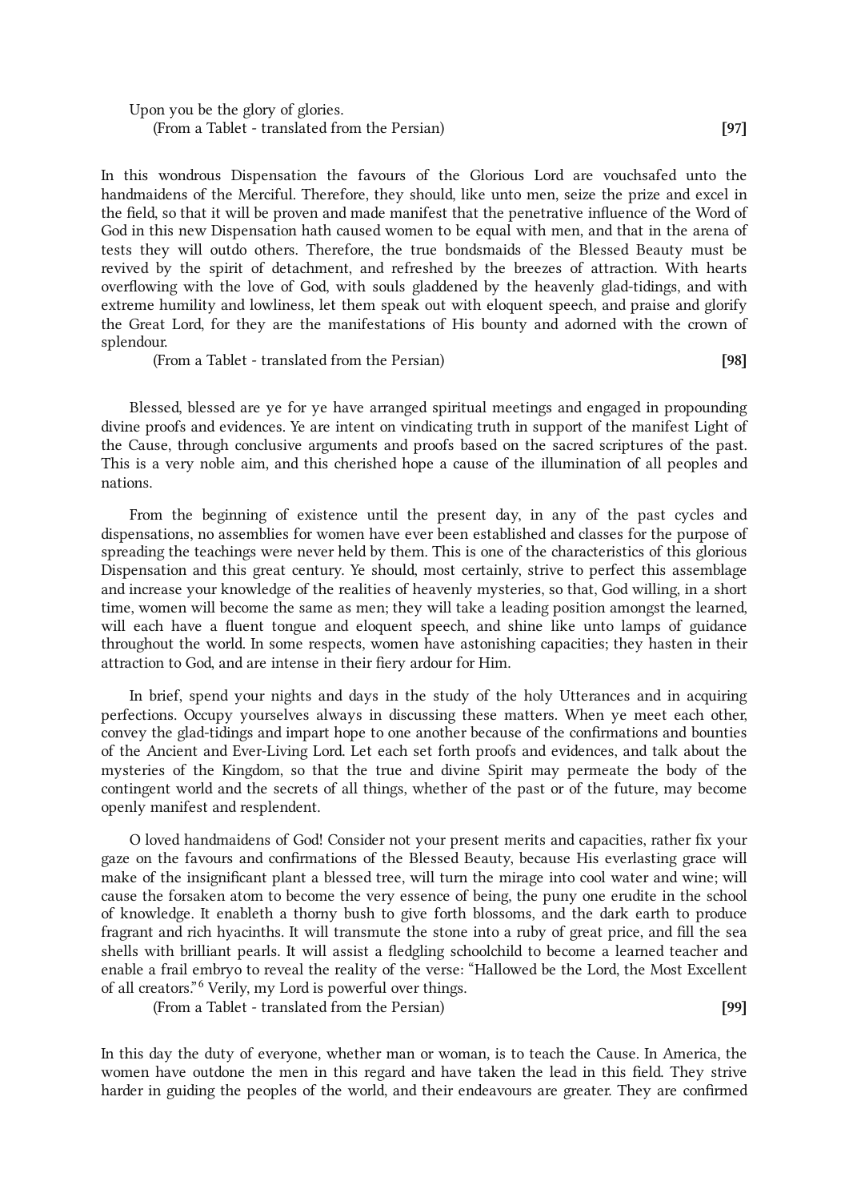Upon you be the glory of glories.

(From a Tablet - translated from the Persian) **[97]**

In this wondrous Dispensation the favours of the Glorious Lord are vouchsafed unto the handmaidens of the Merciful. Therefore, they should, like unto men, seize the prize and excel in the field, so that it will be proven and made manifest that the penetrative influence of the Word of God in this new Dispensation hath caused women to be equal with men, and that in the arena of tests they will outdo others. Therefore, the true bondsmaids of the Blessed Beauty must be revived by the spirit of detachment, and refreshed by the breezes of attraction. With hearts overflowing with the love of God, with souls gladdened by the heavenly glad-tidings, and with extreme humility and lowliness, let them speak out with eloquent speech, and praise and glorify the Great Lord, for they are the manifestations of His bounty and adorned with the crown of splendour.

(From a Tablet - translated from the Persian) **[98]**

Blessed, blessed are ye for ye have arranged spiritual meetings and engaged in propounding divine proofs and evidences. Ye are intent on vindicating truth in support of the manifest Light of the Cause, through conclusive arguments and proofs based on the sacred scriptures of the past. This is a very noble aim, and this cherished hope a cause of the illumination of all peoples and nations.

From the beginning of existence until the present day, in any of the past cycles and dispensations, no assemblies for women have ever been established and classes for the purpose of spreading the teachings were never held by them. This is one of the characteristics of this glorious Dispensation and this great century. Ye should, most certainly, strive to perfect this assemblage and increase your knowledge of the realities of heavenly mysteries, so that, God willing, in a short time, women will become the same as men; they will take a leading position amongst the learned, will each have a fluent tongue and eloquent speech, and shine like unto lamps of guidance throughout the world. In some respects, women have astonishing capacities; they hasten in their attraction to God, and are intense in their fiery ardour for Him.

In brief, spend your nights and days in the study of the holy Utterances and in acquiring perfections. Occupy yourselves always in discussing these matters. When ye meet each other, convey the glad-tidings and impart hope to one another because of the confirmations and bounties of the Ancient and Ever-Living Lord. Let each set forth proofs and evidences, and talk about the mysteries of the Kingdom, so that the true and divine Spirit may permeate the body of the contingent world and the secrets of all things, whether of the past or of the future, may become openly manifest and resplendent.

O loved handmaidens of God! Consider not your present merits and capacities, rather fix your gaze on the favours and confirmations of the Blessed Beauty, because His everlasting grace will make of the insignificant plant a blessed tree, will turn the mirage into cool water and wine; will cause the forsaken atom to become the very essence of being, the puny one erudite in the school of knowledge. It enableth a thorny bush to give forth blossoms, and the dark earth to produce fragrant and rich hyacinths. It will transmute the stone into a ruby of great price, and fill the sea shells with brilliant pearls. It will assist a fledgling schoolchild to become a learned teacher and enable a frail embryo to reveal the reality of the verse: "Hallowed be the Lord, the Most Excellent of all creators."[6] Verily, my Lord is powerful over things.

(From a Tablet - translated from the Persian) **[99]**

In this day the duty of everyone, whether man or woman, is to teach the Cause. In America, the women have outdone the men in this regard and have taken the lead in this field. They strive harder in guiding the peoples of the world, and their endeavours are greater. They are confirmed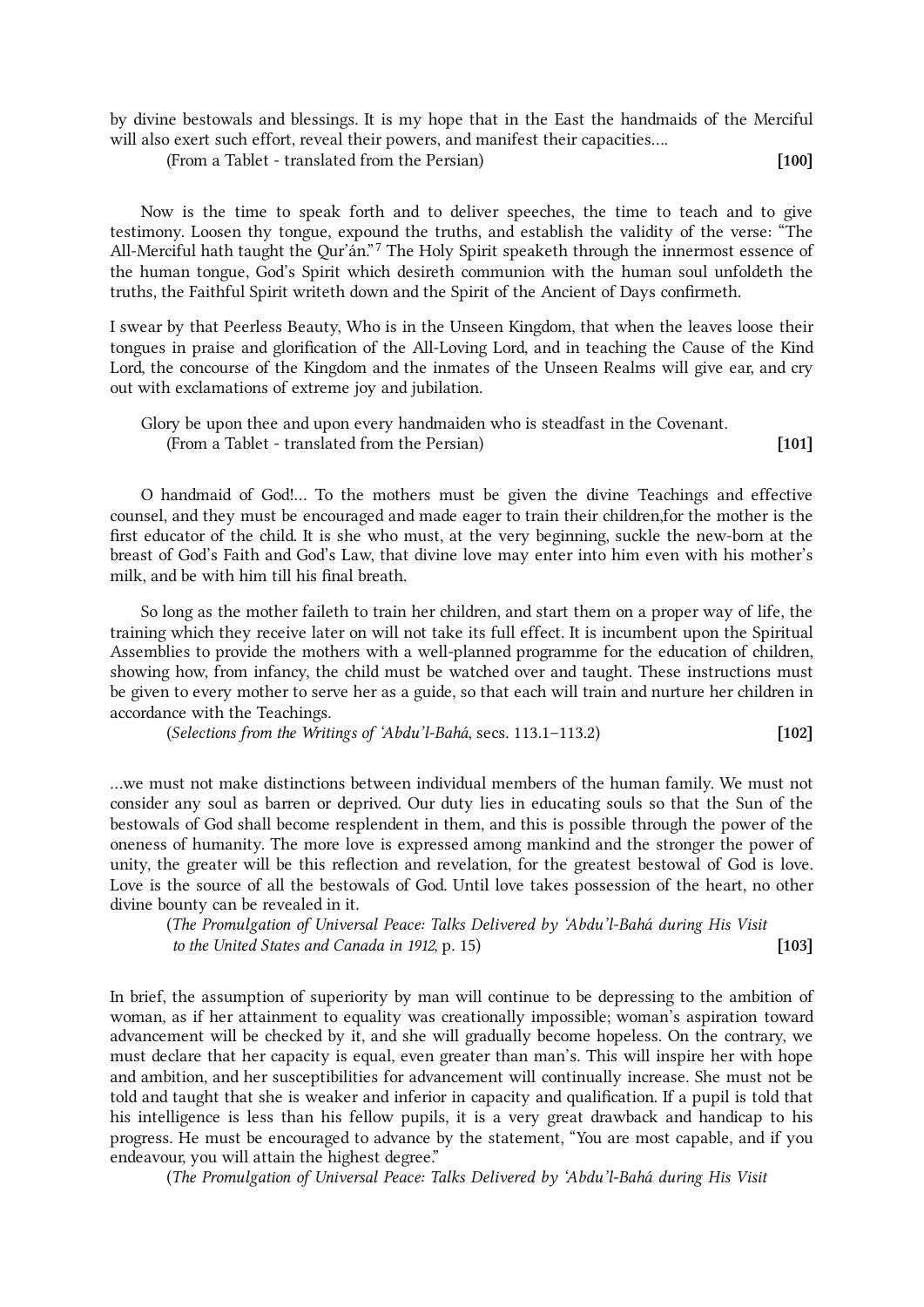by divine bestowals and blessings. It is my hope that in the East the handmaids of the Merciful will also exert such effort, reveal their powers, and manifest their capacities….

(From a Tablet - translated from the Persian) **[100]**

Now is the time to speak forth and to deliver speeches, the time to teach and to give testimony. Loosen thy tongue, expound the truths, and establish the validity of the verse: "The All-Merciful hath taught the Qur'án."[7] The Holy Spirit speaketh through the innermost essence of the human tongue, God's Spirit which desireth communion with the human soul unfoldeth the truths, the Faithful Spirit writeth down and the Spirit of the Ancient of Days confirmeth.

I swear by that Peerless Beauty, Who is in the Unseen Kingdom, that when the leaves loose their tongues in praise and glorification of the All-Loving Lord, and in teaching the Cause of the Kind Lord, the concourse of the Kingdom and the inmates of the Unseen Realms will give ear, and cry out with exclamations of extreme joy and jubilation.

Glory be upon thee and upon every handmaiden who is steadfast in the Covenant.

(From a Tablet - translated from the Persian) **[101]**

O handmaid of God!… To the mothers must be given the divine Teachings and effective counsel, and they must be encouraged and made eager to train their children,for the mother is the first educator of the child. It is she who must, at the very beginning, suckle the new-born at the breast of God's Faith and God's Law, that divine love may enter into him even with his mother's milk, and be with him till his final breath.

So long as the mother faileth to train her children, and start them on a proper way of life, the training which they receive later on will not take its full effect. It is incumbent upon the Spiritual Assemblies to provide the mothers with a well-planned programme for the education of children, showing how, from infancy, the child must be watched over and taught. These instructions must be given to every mother to serve her as a guide, so that each will train and nurture her children in accordance with the Teachings.

(*Selections from the Writings of 'Abdu'l-Bahá*, secs. 113.1–113.2) **[102]**

…we must not make distinctions between individual members of the human family. We must not consider any soul as barren or deprived. Our duty lies in educating souls so that the Sun of the bestowals of God shall become resplendent in them, and this is possible through the power of the oneness of humanity. The more love is expressed among mankind and the stronger the power of unity, the greater will be this reflection and revelation, for the greatest bestowal of God is love. Love is the source of all the bestowals of God. Until love takes possession of the heart, no other divine bounty can be revealed in it.

(*The Promulgation of Universal Peace: Talks Delivered by 'Abdu'l-Bahá during His Visit to the United States and Canada in 1912*, p. 15) **[103]**

In brief, the assumption of superiority by man will continue to be depressing to the ambition of woman, as if her attainment to equality was creationally impossible; woman's aspiration toward advancement will be checked by it, and she will gradually become hopeless. On the contrary, we must declare that her capacity is equal, even greater than man's. This will inspire her with hope and ambition, and her susceptibilities for advancement will continually increase. She must not be told and taught that she is weaker and inferior in capacity and qualification. If a pupil is told that his intelligence is less than his fellow pupils, it is a very great drawback and handicap to his progress. He must be encouraged to advance by the statement, "You are most capable, and if you endeavour, you will attain the highest degree."

(*The Promulgation of Universal Peace: Talks Delivered by 'Abdu'l-Bahá during His Visit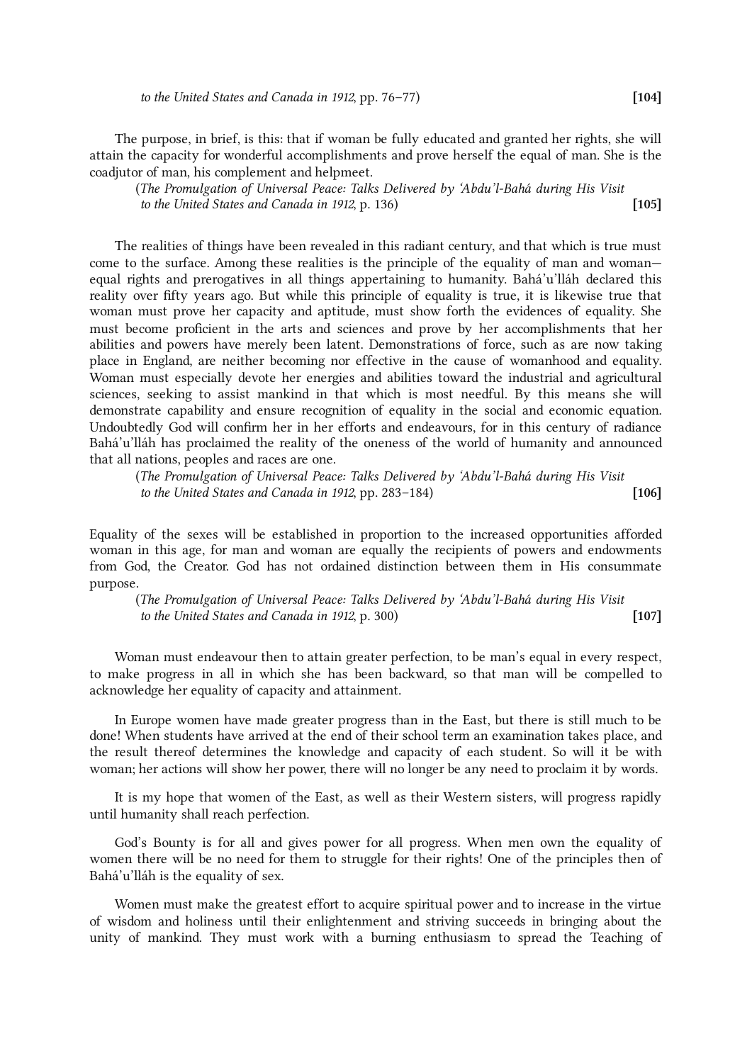(*The Promulgation of Universal Peace: Talks Delivered by 'Abdu'l-Bahá during His Visit to the United States and Canada in 1912*, pp. 76–77) **[104]**

The purpose, in brief, is this: that if woman be fully educated and granted her rights, she will attain the capacity for wonderful accomplishments and prove herself the equal of man. She is the coadjutor of man, his complement and helpmeet.

(*The Promulgation of Universal Peace: Talks Delivered by 'Abdu'l-Bahá during His Visit to the United States and Canada in 1912*, p. 136) **[105]**

The realities of things have been revealed in this radiant century, and that which is true must come to the surface. Among these realities is the principle of the equality of man and woman—equal rights and prerogatives in all things appertaining to humanity. Bahá'u'lláh declared this reality over fifty years ago. But while this principle of equality is true, it is likewise true that woman must prove her capacity and aptitude, must show forth the evidences of equality. She must become proficient in the arts and sciences and prove by her accomplishments that her abilities and powers have merely been latent. Demonstrations of force, such as are now taking place in England, are neither becoming nor effective in the cause of womanhood and equality. Woman must especially devote her energies and abilities toward the industrial and agricultural sciences, seeking to assist mankind in that which is most needful. By this means she will demonstrate capability and ensure recognition of equality in the social and economic equation. Undoubtedly God will confirm her in her efforts and endeavours, for in this century of radiance Bahá'u'lláh has proclaimed the reality of the oneness of the world of humanity and announced that all nations, peoples and races are one.

(*The Promulgation of Universal Peace: Talks Delivered by 'Abdu'l-Bahá during His Visit to the United States and Canada in 1912*, pp. 283–184) **[106]**

Equality of the sexes will be established in proportion to the increased opportunities afforded woman in this age, for man and woman are equally the recipients of powers and endowments from God, the Creator. God has not ordained distinction between them in His consummate purpose.

(*The Promulgation of Universal Peace: Talks Delivered by 'Abdu'l-Bahá during His Visit to the United States and Canada in 1912*, p. 300) **[107]**

Woman must endeavour then to attain greater perfection, to be man's equal in every respect, to make progress in all in which she has been backward, so that man will be compelled to acknowledge her equality of capacity and attainment.

In Europe women have made greater progress than in the East, but there is still much to be done! When students have arrived at the end of their school term an examination takes place, and the result thereof determines the knowledge and capacity of each student. So will it be with woman; her actions will show her power, there will no longer be any need to proclaim it by words.

It is my hope that women of the East, as well as their Western sisters, will progress rapidly until humanity shall reach perfection.

God's Bounty is for all and gives power for all progress. When men own the equality of women there will be no need for them to struggle for their rights! One of the principles then of Bahá'u'lláh is the equality of sex.

Women must make the greatest effort to acquire spiritual power and to increase in the virtue of wisdom and holiness until their enlightenment and striving succeeds in bringing about the unity of mankind. They must work with a burning enthusiasm to spread the Teaching of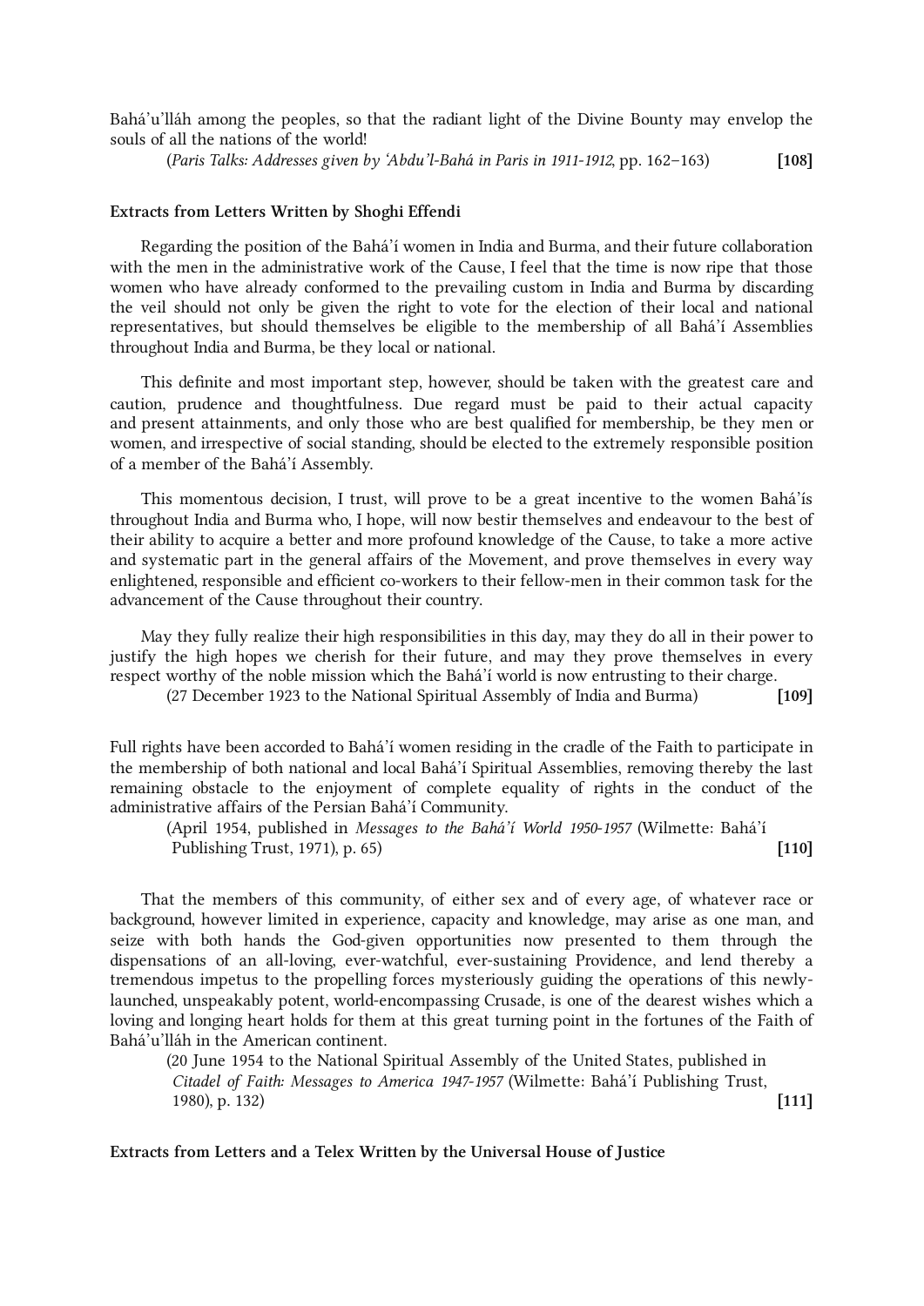Bahá'u'lláh among the peoples, so that the radiant light of the Divine Bounty may envelop the souls of all the nations of the world!

(*Paris Talks: Addresses given by 'Abdu'l-Bahá in Paris in 1911-1912*, pp. 162–163) **[108]**

**Extracts from Letters Written by Shoghi Effendi**

Regarding the position of the Bahá'í women in India and Burma, and their future collaboration with the men in the administrative work of the Cause, I feel that the time is now ripe that those women who have already conformed to the prevailing custom in India and Burma by discarding the veil should not only be given the right to vote for the election of their local and national representatives, but should themselves be eligible to the membership of all Bahá'í Assemblies throughout India and Burma, be they local or national.

This definite and most important step, however, should be taken with the greatest care and caution, prudence and thoughtfulness. Due regard must be paid to their actual capacity and present attainments, and only those who are best qualified for membership, be they men or women, and irrespective of social standing, should be elected to the extremely responsible position of a member of the Bahá'í Assembly.

This momentous decision, I trust, will prove to be a great incentive to the women Bahá'ís throughout India and Burma who, I hope, will now bestir themselves and endeavour to the best of their ability to acquire a better and more profound knowledge of the Cause, to take a more active and systematic part in the general affairs of the Movement, and prove themselves in every way enlightened, responsible and efficient co-workers to their fellow-men in their common task for the advancement of the Cause throughout their country.

May they fully realize their high responsibilities in this day, may they do all in their power to justify the high hopes we cherish for their future, and may they prove themselves in every respect worthy of the noble mission which the Bahá'í world is now entrusting to their charge.

(27 December 1923 to the National Spiritual Assembly of India and Burma) **[109]**

Full rights have been accorded to Bahá'í women residing in the cradle of the Faith to participate in the membership of both national and local Bahá'í Spiritual Assemblies, removing thereby the last remaining obstacle to the enjoyment of complete equality of rights in the conduct of the administrative affairs of the Persian Bahá'í Community.

(April 1954, published in *Messages to the Bahá'í World 1950-1957* (Wilmette: Bahá'í Publishing Trust, 1971), p. 65) **[110]**

That the members of this community, of either sex and of every age, of whatever race or background, however limited in experience, capacity and knowledge, may arise as one man, and seize with both hands the God-given opportunities now presented to them through the dispensations of an all-loving, ever-watchful, ever-sustaining Providence, and lend thereby a tremendous impetus to the propelling forces mysteriously guiding the operations of this newly-launched, unspeakably potent, world-encompassing Crusade, is one of the dearest wishes which a loving and longing heart holds for them at this great turning point in the fortunes of the Faith of Bahá'u'lláh in the American continent.

(20 June 1954 to the National Spiritual Assembly of the United States, published in *Citadel of Faith: Messages to America 1947-1957* (Wilmette: Bahá'í Publishing Trust, 1980), p. 132) **[111]**

**Extracts from Letters and a Telex Written by the Universal House of Justice**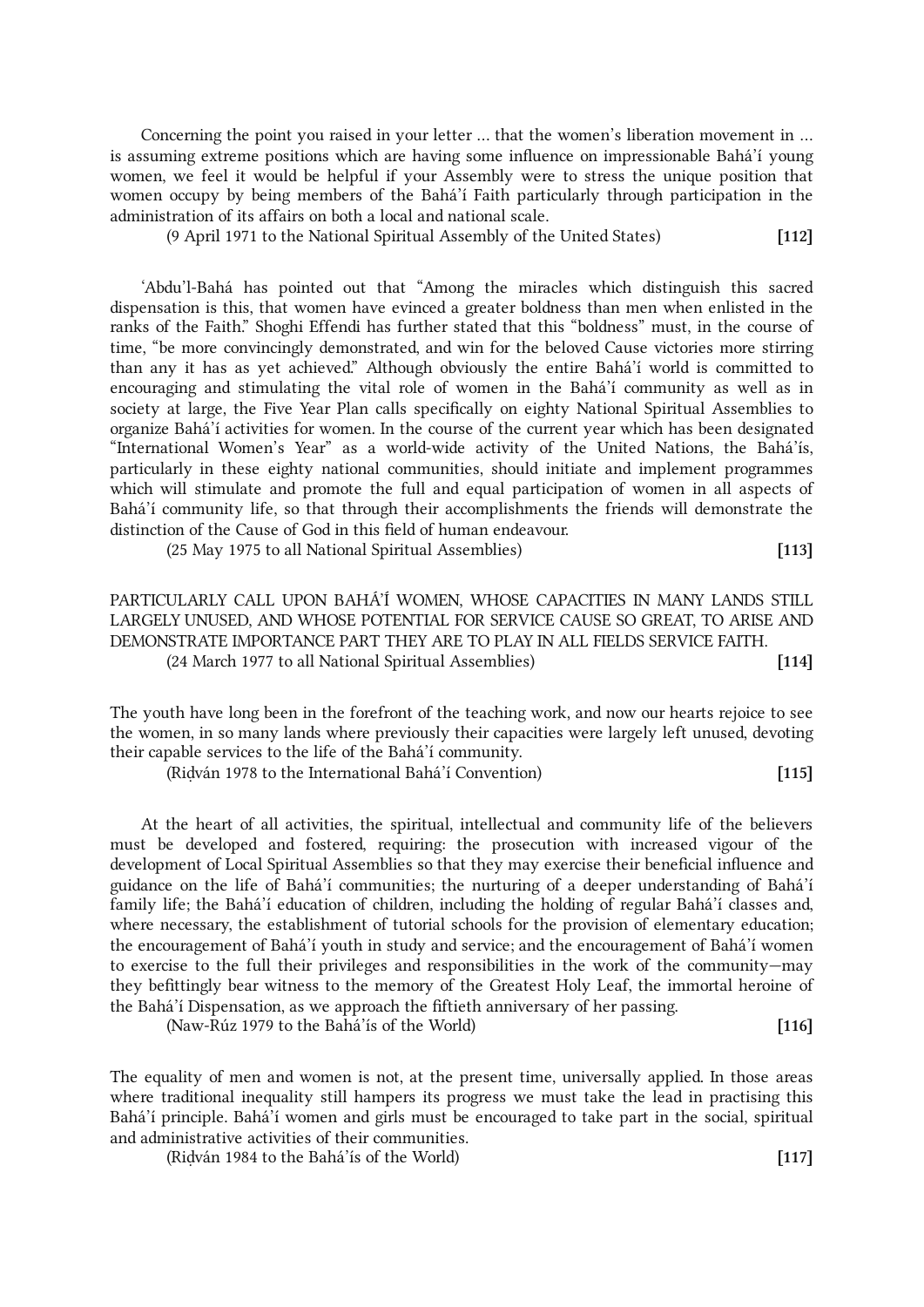Concerning the point you raised in your letter ... that the women's liberation movement in ... is assuming extreme positions which are having some influence on impressionable Bahá'í young women, we feel it would be helpful if your Assembly were to stress the unique position that women occupy by being members of the Bahá'í Faith particularly through participation in the administration of its affairs on both a local and national scale.

(9 April 1971 to the National Spiritual Assembly of the United States) **[112]**

'Abdu'l-Bahá has pointed out that "Among the miracles which distinguish this sacred dispensation is this, that women have evinced a greater boldness than men when enlisted in the ranks of the Faith." Shoghi Effendi has further stated that this "boldness" must, in the course of time, "be more convincingly demonstrated, and win for the beloved Cause victories more stirring than any it has as yet achieved." Although obviously the entire Bahá'í world is committed to encouraging and stimulating the vital role of women in the Bahá'í community as well as in society at large, the Five Year Plan calls specifically on eighty National Spiritual Assemblies to organize Bahá'í activities for women. In the course of the current year which has been designated "International Women's Year" as a world-wide activity of the United Nations, the Bahá'ís, particularly in these eighty national communities, should initiate and implement programmes which will stimulate and promote the full and equal participation of women in all aspects of Bahá'í community life, so that through their accomplishments the friends will demonstrate the distinction of the Cause of God in this field of human endeavour.

(25 May 1975 to all National Spiritual Assemblies) **[113]**

PARTICULARLY CALL UPON BAHÁ'Í WOMEN, WHOSE CAPACITIES IN MANY LANDS STILL LARGELY UNUSED, AND WHOSE POTENTIAL FOR SERVICE CAUSE SO GREAT, TO ARISE AND DEMONSTRATE IMPORTANCE PART THEY ARE TO PLAY IN ALL FIELDS SERVICE FAITH.

(24 March 1977 to all National Spiritual Assemblies) **[114]**

The youth have long been in the forefront of the teaching work, and now our hearts rejoice to see the women, in so many lands where previously their capacities were largely left unused, devoting their capable services to the life of the Bahá'í community.

(Riḍván 1978 to the International Bahá'í Convention) **[115]**

At the heart of all activities, the spiritual, intellectual and community life of the believers must be developed and fostered, requiring: the prosecution with increased vigour of the development of Local Spiritual Assemblies so that they may exercise their beneficial influence and guidance on the life of Bahá'í communities; the nurturing of a deeper understanding of Bahá'í family life; the Bahá'í education of children, including the holding of regular Bahá'í classes and, where necessary, the establishment of tutorial schools for the provision of elementary education; the encouragement of Bahá'í youth in study and service; and the encouragement of Bahá'í women to exercise to the full their privileges and responsibilities in the work of the community—may they befittingly bear witness to the memory of the Greatest Holy Leaf, the immortal heroine of the Bahá'í Dispensation, as we approach the fiftieth anniversary of her passing.

(Naw-Rúz 1979 to the Bahá'ís of the World) **[116]**

The equality of men and women is not, at the present time, universally applied. In those areas where traditional inequality still hampers its progress we must take the lead in practising this Bahá'í principle. Bahá'í women and girls must be encouraged to take part in the social, spiritual and administrative activities of their communities.

(Riḍván 1984 to the Bahá'ís of the World) **[117]**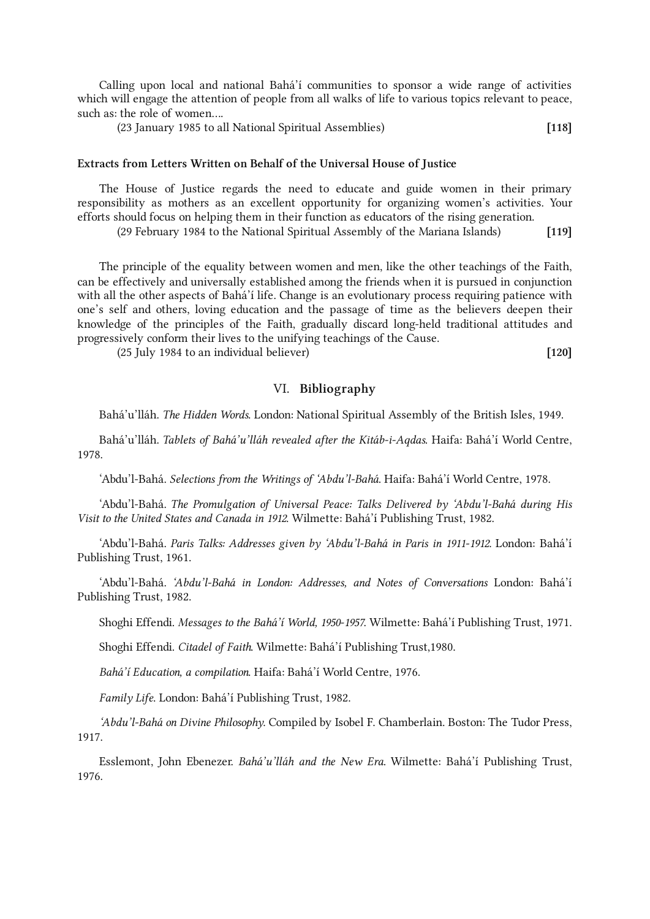Calling upon local and national Bahá'í communities to sponsor a wide range of activities which will engage the attention of people from all walks of life to various topics relevant to peace, such as: the role of women....

(23 January 1985 to all National Spiritual Assemblies) **[118]**

### Extracts from Letters Written on Behalf of the Universal House of Justice

The House of Justice regards the need to educate and guide women in their primary responsibility as mothers as an excellent opportunity for organizing women's activities. Your efforts should focus on helping them in their function as educators of the rising generation.

(29 February 1984 to the National Spiritual Assembly of the Mariana Islands) **[119]**

The principle of the equality between women and men, like the other teachings of the Faith, can be effectively and universally established among the friends when it is pursued in conjunction with all the other aspects of Bahá'í life. Change is an evolutionary process requiring patience with one's self and others, loving education and the passage of time as the believers deepen their knowledge of the principles of the Faith, gradually discard long-held traditional attitudes and progressively conform their lives to the unifying teachings of the Cause.

(25 July 1984 to an individual believer) **[120]**

## VI. Bibliography

Bahá'u'lláh. *The Hidden Words*. London: National Spiritual Assembly of the British Isles, 1949.

Bahá'u'lláh. *Tablets of Bahá'u'lláh revealed after the Kitáb-i-Aqdas*. Haifa: Bahá'í World Centre, 1978.

'Abdu'l-Bahá. *Selections from the Writings of 'Abdu'l-Bahá.* Haifa: Bahá'í World Centre, 1978.

'Abdu'l-Bahá. *The Promulgation of Universal Peace: Talks Delivered by 'Abdu'l-Bahá during His Visit to the United States and Canada in 1912*. Wilmette: Bahá'í Publishing Trust, 1982.

'Abdu'l-Bahá. *Paris Talks: Addresses given by 'Abdu'l-Bahá in Paris in 1911-1912*. London: Bahá'í Publishing Trust, 1961.

'Abdu'l-Bahá. *'Abdu'l-Bahá in London: Addresses, and Notes of Conversations* London: Bahá'í Publishing Trust, 1982.

Shoghi Effendi. *Messages to the Bahá'í World, 1950-1957*. Wilmette: Bahá'í Publishing Trust, 1971.

Shoghi Effendi. *Citadel of Faith*. Wilmette: Bahá'í Publishing Trust,1980.

*Bahá'í Education, a compilation*. Haifa: Bahá'í World Centre, 1976.

*Family Life*. London: Bahá'í Publishing Trust, 1982.

*'Abdu'l-Bahá on Divine Philosophy*. Compiled by Isobel F. Chamberlain. Boston: The Tudor Press, 1917.

Esslemont, John Ebenezer. *Bahá'u'lláh and the New Era*. Wilmette: Bahá'í Publishing Trust, 1976.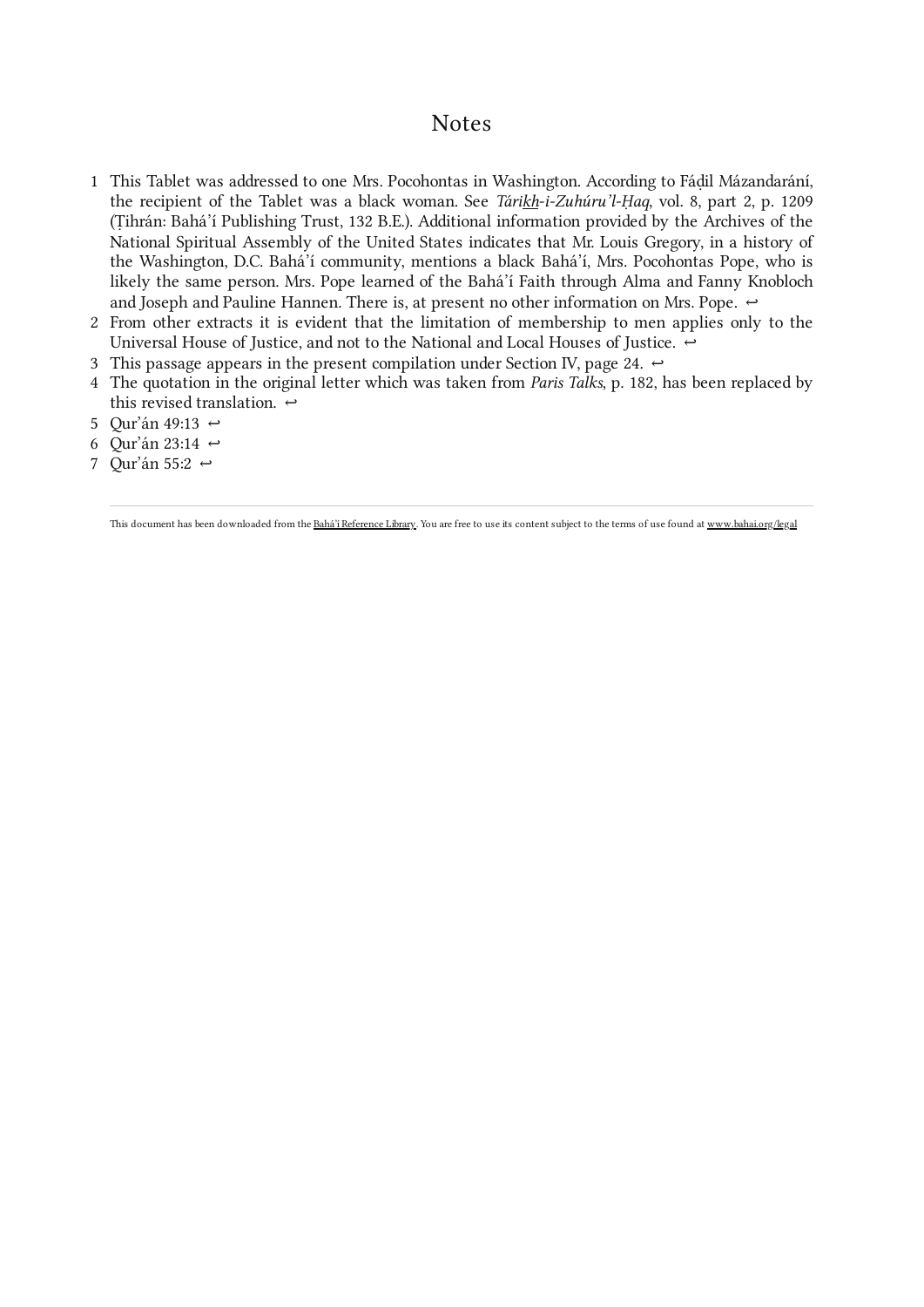# Notes

1. This Tablet was addressed to one Mrs. Pocohontas in Washington. According to Fáḍil Mázandarání, the recipient of the Tablet was a black woman. See *Tári<u>kh</u>-i-Zuhúru'l-Ḥaq*, vol. 8, part 2, p. 1209 (Ṭihrán: Bahá'í Publishing Trust, 132 B.E.). Additional information provided by the Archives of the National Spiritual Assembly of the United States indicates that Mr. Louis Gregory, in a history of the Washington, D.C. Bahá'í community, mentions a black Bahá'í, Mrs. Pocohontas Pope, who is likely the same person. Mrs. Pope learned of the Bahá'í Faith through Alma and Fanny Knobloch and Joseph and Pauline Hannen. There is, at present no other information on Mrs. Pope. ↩
2. From other extracts it is evident that the limitation of membership to men applies only to the Universal House of Justice, and not to the National and Local Houses of Justice. ↩
3. This passage appears in the present compilation under Section IV, page 24. ↩
4. The quotation in the original letter which was taken from *Paris Talks*, p. 182, has been replaced by this revised translation. ↩
5. Qur'án 49:13 ↩
6. Qur'án 23:14 ↩
7. Qur'án 55:2 ↩

---

This document has been downloaded from the Bahá'í Reference Library. You are free to use its content subject to the terms of use found at www.bahai.org/legal